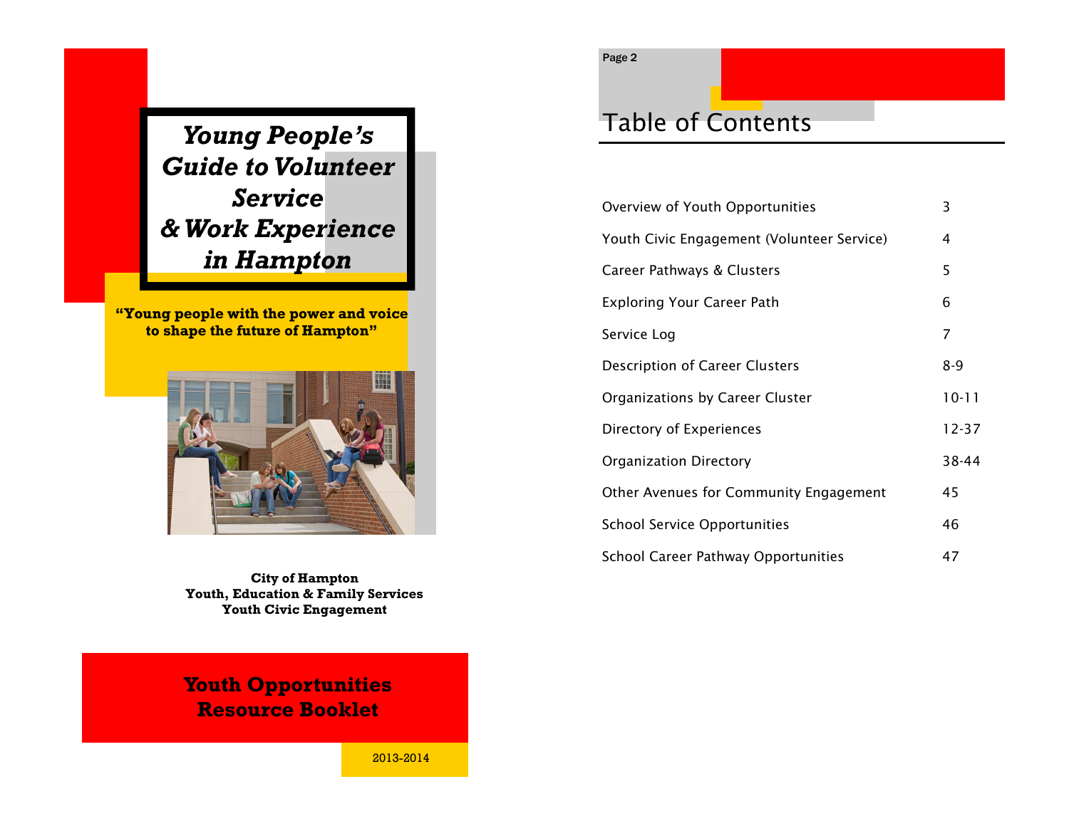# *Young People's Guide to Volunteer Service & Work Experience in Hampton*

**"Young people with the power and voice to shape the future of Hampton"**

**City of Hampton**
**Youth, Education & Family Services**
**Youth Civic Engagement**

## Youth Opportunities Resource Booklet

2013-2014

# Table of Contents

| | |
|---|---|
| Overview of Youth Opportunities | 3 |
| Youth Civic Engagement (Volunteer Service) | 4 |
| Career Pathways & Clusters | 5 |
| Exploring Your Career Path | 6 |
| Service Log | 7 |
| Description of Career Clusters | 8-9 |
| Organizations by Career Cluster | 10-11 |
| Directory of Experiences | 12-37 |
| Organization Directory | 38-44 |
| Other Avenues for Community Engagement | 45 |
| School Service Opportunities | 46 |
| School Career Pathway Opportunities | 47 |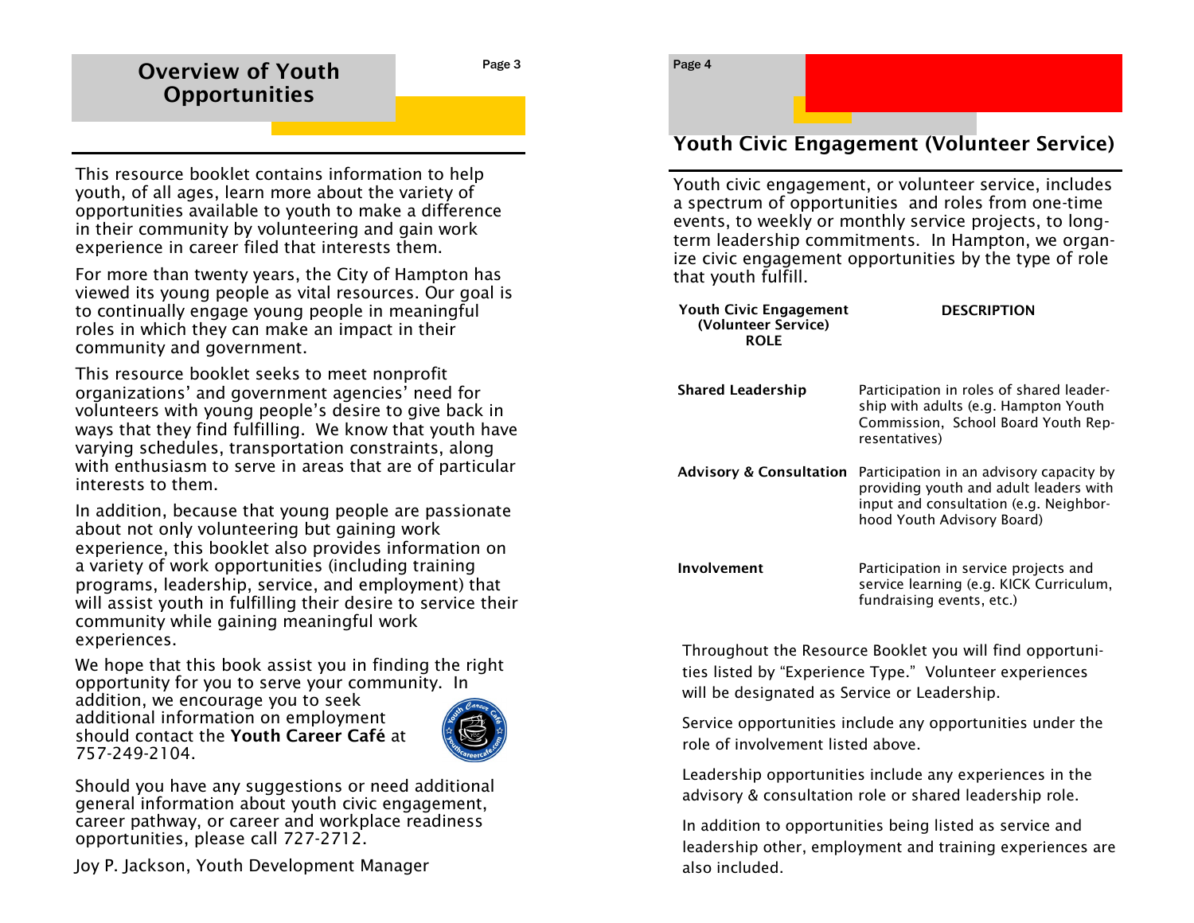## Overview of Youth Opportunities

This resource booklet contains information to help youth, of all ages, learn more about the variety of opportunities available to youth to make a difference in their community by volunteering and gain work experience in career filed that interests them.

For more than twenty years, the City of Hampton has viewed its young people as vital resources. Our goal is to continually engage young people in meaningful roles in which they can make an impact in their community and government.

This resource booklet seeks to meet nonprofit organizations' and government agencies' need for volunteers with young people's desire to give back in ways that they find fulfilling. We know that youth have varying schedules, transportation constraints, along with enthusiasm to serve in areas that are of particular interests to them.

In addition, because that young people are passionate about not only volunteering but gaining work experience, this booklet also provides information on a variety of work opportunities (including training programs, leadership, service, and employment) that will assist youth in fulfilling their desire to service their community while gaining meaningful work experiences.

We hope that this book assist you in finding the right opportunity for you to serve your community. In addition, we encourage you to seek additional information on employment should contact the **Youth Career Café** at 757-249-2104.

Should you have any suggestions or need additional general information about youth civic engagement, career pathway, or career and workplace readiness opportunities, please call 727-2712.

Joy P. Jackson, Youth Development Manager

## Youth Civic Engagement (Volunteer Service)

Youth civic engagement, or volunteer service, includes a spectrum of opportunities and roles from one-time events, to weekly or monthly service projects, to long-term leadership commitments. In Hampton, we organize civic engagement opportunities by the type of role that youth fulfill.

| Youth Civic Engagement (Volunteer Service) ROLE | DESCRIPTION |
|---|---|
| **Shared Leadership** | Participation in roles of shared leadership with adults (e.g. Hampton Youth Commission, School Board Youth Representatives) |
| **Advisory & Consultation** | Participation in an advisory capacity by providing youth and adult leaders with input and consultation (e.g. Neighborhood Youth Advisory Board) |
| **Involvement** | Participation in service projects and service learning (e.g. KICK Curriculum, fundraising events, etc.) |

Throughout the Resource Booklet you will find opportunities listed by "Experience Type." Volunteer experiences will be designated as Service or Leadership.

Service opportunities include any opportunities under the role of involvement listed above.

Leadership opportunities include any experiences in the advisory & consultation role or shared leadership role.

In addition to opportunities being listed as service and leadership other, employment and training experiences are also included.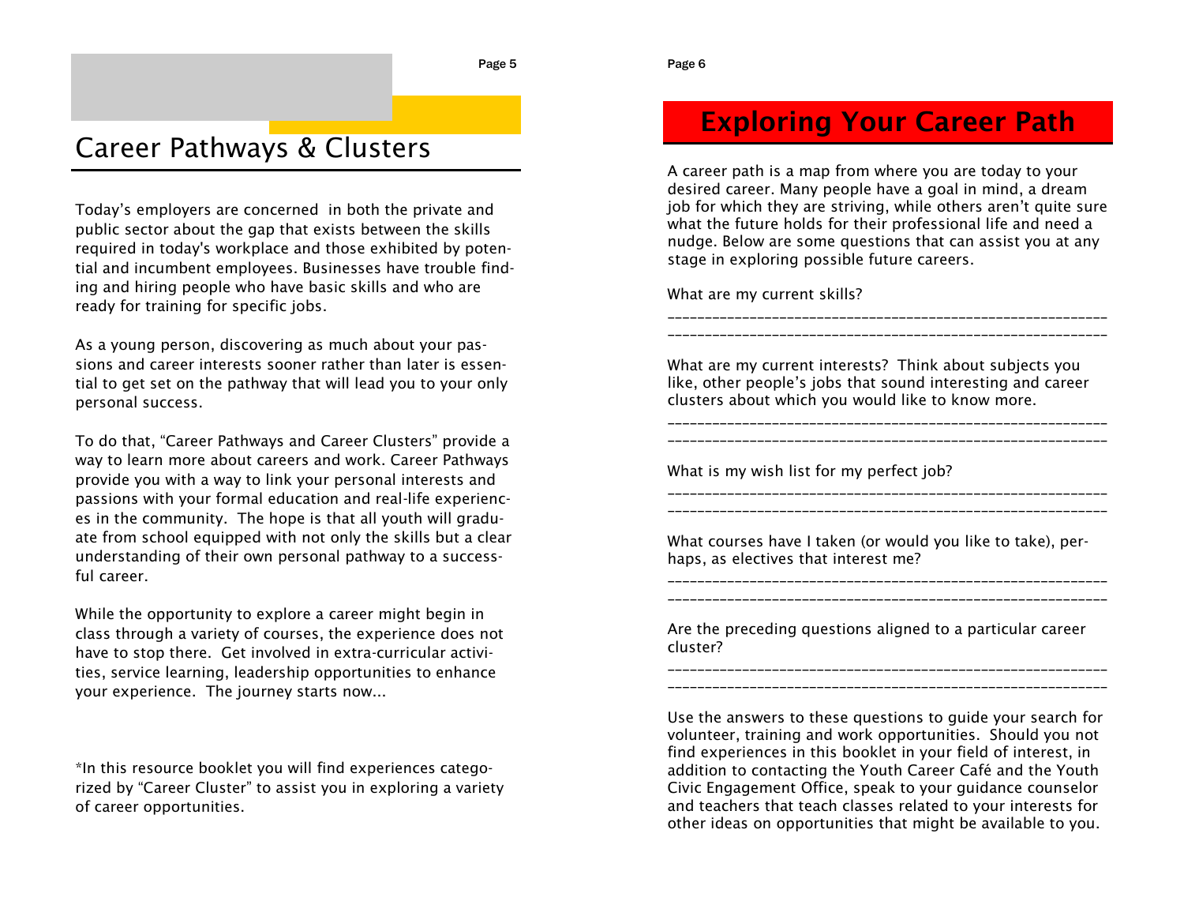# Career Pathways & Clusters

Today's employers are concerned in both the private and public sector about the gap that exists between the skills required in today's workplace and those exhibited by potential and incumbent employees. Businesses have trouble finding and hiring people who have basic skills and who are ready for training for specific jobs.

As a young person, discovering as much about your passions and career interests sooner rather than later is essential to get set on the pathway that will lead you to your only personal success.

To do that, "Career Pathways and Career Clusters" provide a way to learn more about careers and work. Career Pathways provide you with a way to link your personal interests and passions with your formal education and real-life experiences in the community. The hope is that all youth will graduate from school equipped with not only the skills but a clear understanding of their own personal pathway to a successful career.

While the opportunity to explore a career might begin in class through a variety of courses, the experience does not have to stop there. Get involved in extra-curricular activities, service learning, leadership opportunities to enhance your experience. The journey starts now...

*In this resource booklet you will find experiences categorized by "Career Cluster" to assist you in exploring a variety of career opportunities.

# Exploring Your Career Path

A career path is a map from where you are today to your desired career. Many people have a goal in mind, a dream job for which they are striving, while others aren't quite sure what the future holds for their professional life and need a nudge. Below are some questions that can assist you at any stage in exploring possible future careers.

What are my current skills?

____________________________________________________________
____________________________________________________________

What are my current interests? Think about subjects you like, other people's jobs that sound interesting and career clusters about which you would like to know more.

____________________________________________________________
____________________________________________________________

What is my wish list for my perfect job?

____________________________________________________________
____________________________________________________________

What courses have I taken (or would you like to take), perhaps, as electives that interest me?

____________________________________________________________
____________________________________________________________

Are the preceding questions aligned to a particular career cluster?

____________________________________________________________
____________________________________________________________

Use the answers to these questions to guide your search for volunteer, training and work opportunities. Should you not find experiences in this booklet in your field of interest, in addition to contacting the Youth Career Café and the Youth Civic Engagement Office, speak to your guidance counselor and teachers that teach classes related to your interests for other ideas on opportunities that might be available to you.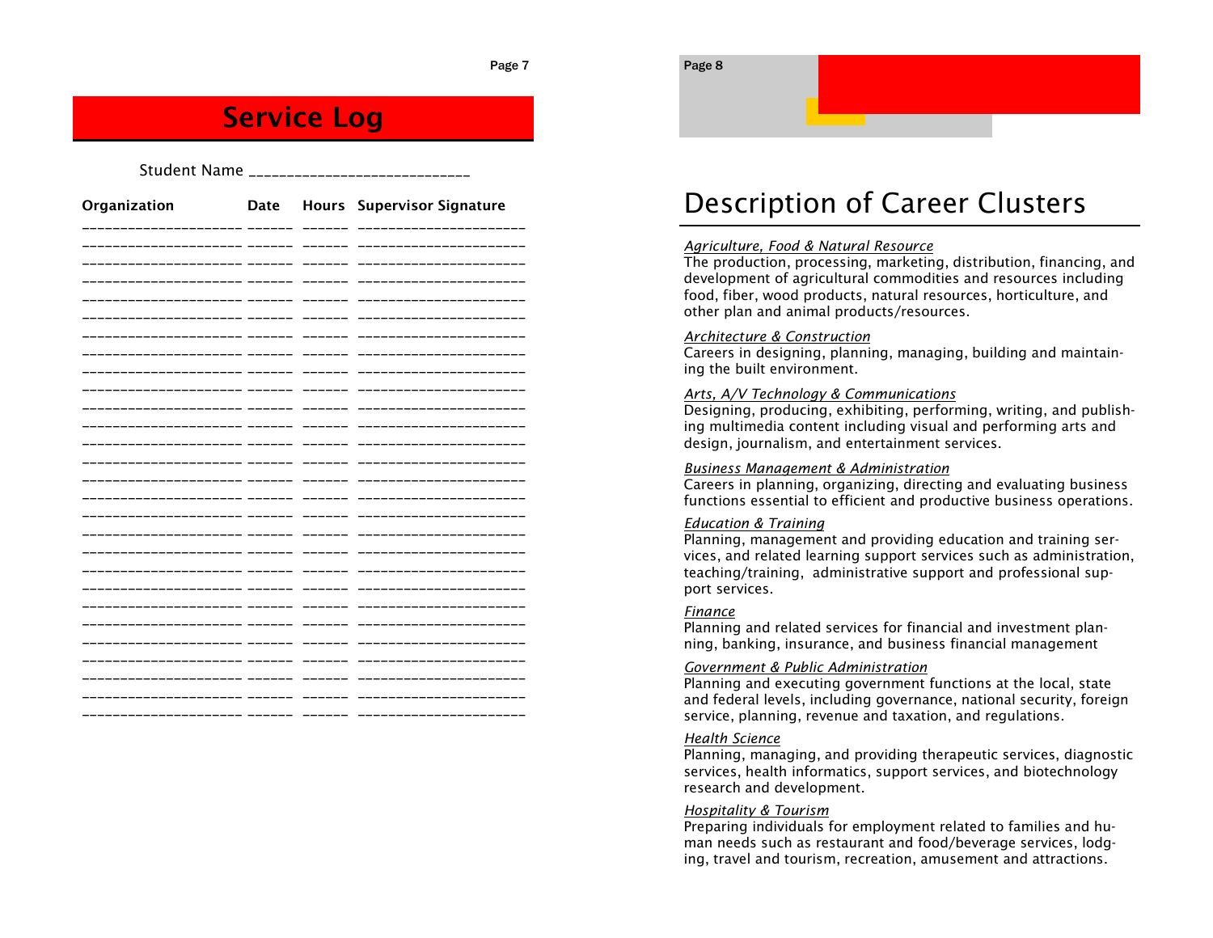# Service Log

Student Name ____________________________

| Organization | Date | Hours | Supervisor Signature |
|---|---|---|---|
| | | | |
| | | | |
| | | | |
| | | | |
| | | | |
| | | | |
| | | | |
| | | | |
| | | | |
| | | | |
| | | | |
| | | | |
| | | | |
| | | | |
| | | | |
| | | | |
| | | | |
| | | | |
| | | | |
| | | | |
| | | | |
| | | | |
| | | | |
| | | | |
| | | | |
| | | | |
| | | | |

# Description of Career Clusters

*Agriculture, Food & Natural Resource*
The production, processing, marketing, distribution, financing, and development of agricultural commodities and resources including food, fiber, wood products, natural resources, horticulture, and other plan and animal products/resources.

*Architecture & Construction*
Careers in designing, planning, managing, building and maintaining the built environment.

*Arts, A/V Technology & Communications*
Designing, producing, exhibiting, performing, writing, and publishing multimedia content including visual and performing arts and design, journalism, and entertainment services.

*Business Management & Administration*
Careers in planning, organizing, directing and evaluating business functions essential to efficient and productive business operations.

*Education & Training*
Planning, management and providing education and training services, and related learning support services such as administration, teaching/training, administrative support and professional support services.

*Finance*
Planning and related services for financial and investment planning, banking, insurance, and business financial management

*Government & Public Administration*
Planning and executing government functions at the local, state and federal levels, including governance, national security, foreign service, planning, revenue and taxation, and regulations.

*Health Science*
Planning, managing, and providing therapeutic services, diagnostic services, health informatics, support services, and biotechnology research and development.

*Hospitality & Tourism*
Preparing individuals for employment related to families and human needs such as restaurant and food/beverage services, lodging, travel and tourism, recreation, amusement and attractions.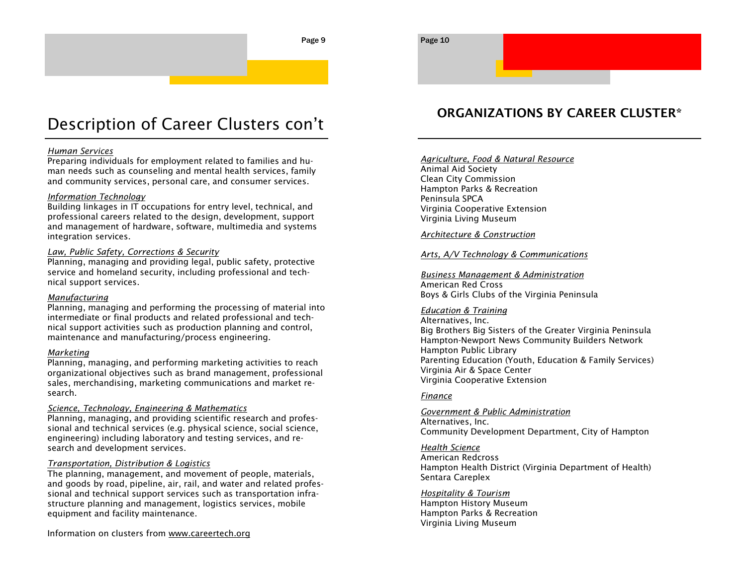# Description of Career Clusters con't

*Human Services*
Preparing individuals for employment related to families and human needs such as counseling and mental health services, family and community services, personal care, and consumer services.

*Information Technology*
Building linkages in IT occupations for entry level, technical, and professional careers related to the design, development, support and management of hardware, software, multimedia and systems integration services.

*Law, Public Safety, Corrections & Security*
Planning, managing and providing legal, public safety, protective service and homeland security, including professional and technical support services.

*Manufacturing*
Planning, managing and performing the processing of material into intermediate or final products and related professional and technical support activities such as production planning and control, maintenance and manufacturing/process engineering.

*Marketing*
Planning, managing, and performing marketing activities to reach organizational objectives such as brand management, professional sales, merchandising, marketing communications and market research.

*Science, Technology, Engineering & Mathematics*
Planning, managing, and providing scientific research and professional and technical services (e.g. physical science, social science, engineering) including laboratory and testing services, and research and development services.

*Transportation, Distribution & Logistics*
The planning, management, and movement of people, materials, and goods by road, pipeline, air, rail, and water and related professional and technical support services such as transportation infrastructure planning and management, logistics services, mobile equipment and facility maintenance.

Information on clusters from www.careertech.org

## ORGANIZATIONS BY CAREER CLUSTER*

*Agriculture, Food & Natural Resource*
Animal Aid Society
Clean City Commission
Hampton Parks & Recreation
Peninsula SPCA
Virginia Cooperative Extension
Virginia Living Museum

*Architecture & Construction*

*Arts, A/V Technology & Communications*

*Business Management & Administration*
American Red Cross
Boys & Girls Clubs of the Virginia Peninsula

*Education & Training*
Alternatives, Inc.
Big Brothers Big Sisters of the Greater Virginia Peninsula
Hampton-Newport News Community Builders Network
Hampton Public Library
Parenting Education (Youth, Education & Family Services)
Virginia Air & Space Center
Virginia Cooperative Extension

*Finance*

*Government & Public Administration*
Alternatives, Inc.
Community Development Department, City of Hampton

*Health Science*
American Redcross
Hampton Health District (Virginia Department of Health)
Sentara Careplex

*Hospitality & Tourism*
Hampton History Museum
Hampton Parks & Recreation
Virginia Living Museum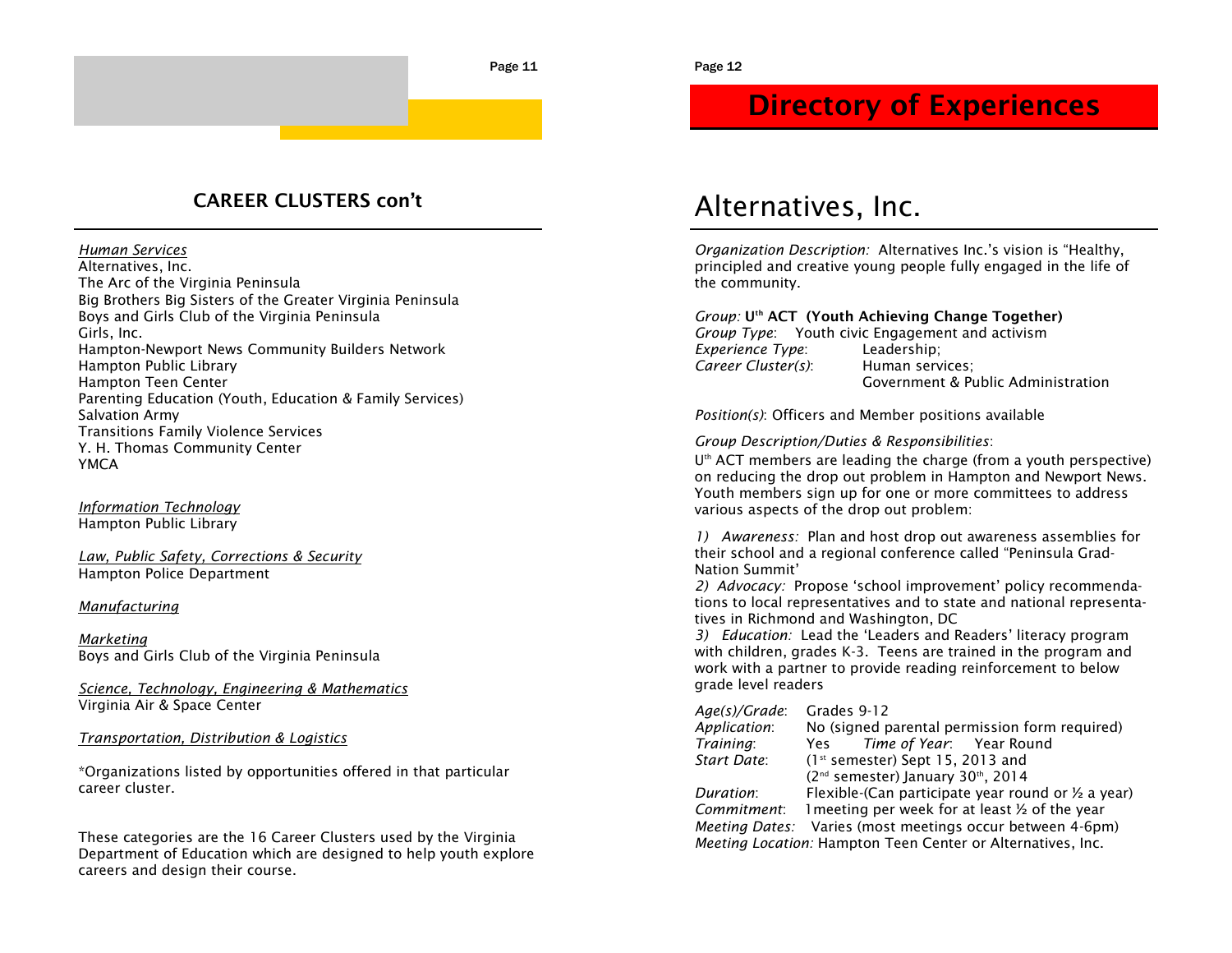## CAREER CLUSTERS con't

*Human Services*
Alternatives, Inc.
The Arc of the Virginia Peninsula
Big Brothers Big Sisters of the Greater Virginia Peninsula
Boys and Girls Club of the Virginia Peninsula
Girls, Inc.
Hampton-Newport News Community Builders Network
Hampton Public Library
Hampton Teen Center
Parenting Education (Youth, Education & Family Services)
Salvation Army
Transitions Family Violence Services
Y. H. Thomas Community Center
YMCA

*Information Technology*
Hampton Public Library

*Law, Public Safety, Corrections & Security*
Hampton Police Department

*Manufacturing*

*Marketing*
Boys and Girls Club of the Virginia Peninsula

*Science, Technology, Engineering & Mathematics*
Virginia Air & Space Center

*Transportation, Distribution & Logistics*

*Organizations listed by opportunities offered in that particular career cluster.

These categories are the 16 Career Clusters used by the Virginia Department of Education which are designed to help youth explore careers and design their course.

# Directory of Experiences

## Alternatives, Inc.

*Organization Description:* Alternatives Inc.'s vision is "Healthy, principled and creative young people fully engaged in the life of the community.

*Group:* **U[th] ACT (Youth Achieving Change Together)**
*Group Type*: Youth civic Engagement and activism
*Experience Type*: Leadership;
*Career Cluster(s)*: Human services; Government & Public Administration

*Position(s)*: Officers and Member positions available

*Group Description/Duties & Responsibilities*:
U[th] ACT members are leading the charge (from a youth perspective) on reducing the drop out problem in Hampton and Newport News. Youth members sign up for one or more committees to address various aspects of the drop out problem:

1) *Awareness:* Plan and host drop out awareness assemblies for their school and a regional conference called "Peninsula Grad-Nation Summit'
2) *Advocacy:* Propose 'school improvement' policy recommendations to local representatives and to state and national representatives in Richmond and Washington, DC
3) *Education:* Lead the 'Leaders and Readers' literacy program with children, grades K-3. Teens are trained in the program and work with a partner to provide reading reinforcement to below grade level readers

*Age(s)/Grade*: Grades 9-12
*Application*: No (signed parental permission form required)
*Training*: Yes *Time of Year*: Year Round
*Start Date*: (1st semester) Sept 15, 2013 and (2nd semester) January 30th, 2014
*Duration*: Flexible-(Can participate year round or ½ a year)
*Commitment*: 1meeting per week for at least ½ of the year
*Meeting Dates:* Varies (most meetings occur between 4-6pm)
*Meeting Location:* Hampton Teen Center or Alternatives, Inc.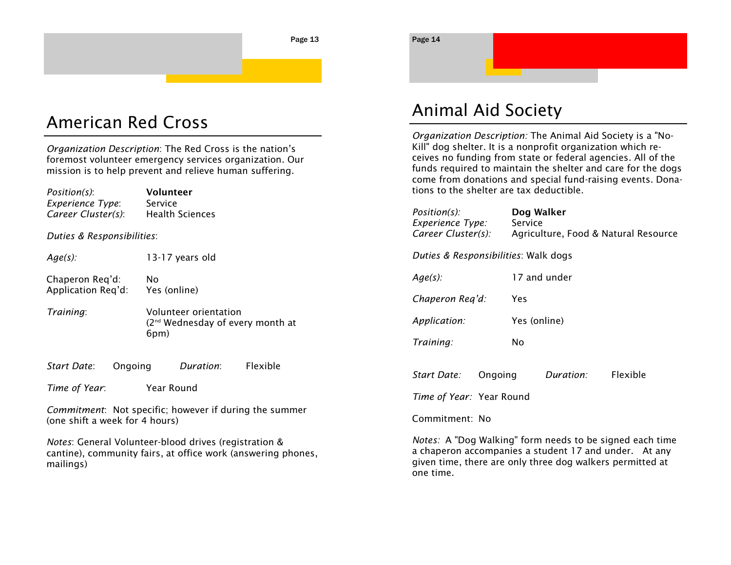# American Red Cross

*Organization Description*: The Red Cross is the nation's foremost volunteer emergency services organization. Our mission is to help prevent and relieve human suffering.

*Position(s)*: **Volunteer**
*Experience Type*: Service
*Career Cluster(s)*: Health Sciences

*Duties & Responsibilities*:

*Age(s):* 13-17 years old

Chaperon Req'd: No
Application Req'd: Yes (online)

*Training*: Volunteer orientation (2nd Wednesday of every month at 6pm)

*Start Date*: Ongoing *Duration*: Flexible

*Time of Year*: Year Round

*Commitment*: Not specific; however if during the summer (one shift a week for 4 hours)

*Notes*: General Volunteer-blood drives (registration & cantine), community fairs, at office work (answering phones, mailings)

# Animal Aid Society

*Organization Description:* The Animal Aid Society is a "No-Kill" dog shelter. It is a nonprofit organization which receives no funding from state or federal agencies. All of the funds required to maintain the shelter and care for the dogs come from donations and special fund-raising events. Donations to the shelter are tax deductible.

*Position(s):* **Dog Walker**
*Experience Type:* Service
*Career Cluster(s):* Agriculture, Food & Natural Resource

*Duties & Responsibilities*: Walk dogs

*Age(s):* 17 and under

*Chaperon Req'd:* Yes

*Application:* Yes (online)

*Training:* No

*Start Date:* Ongoing *Duration:* Flexible

*Time of Year:* Year Round

Commitment: No

*Notes:* A "Dog Walking" form needs to be signed each time a chaperon accompanies a student 17 and under. At any given time, there are only three dog walkers permitted at one time.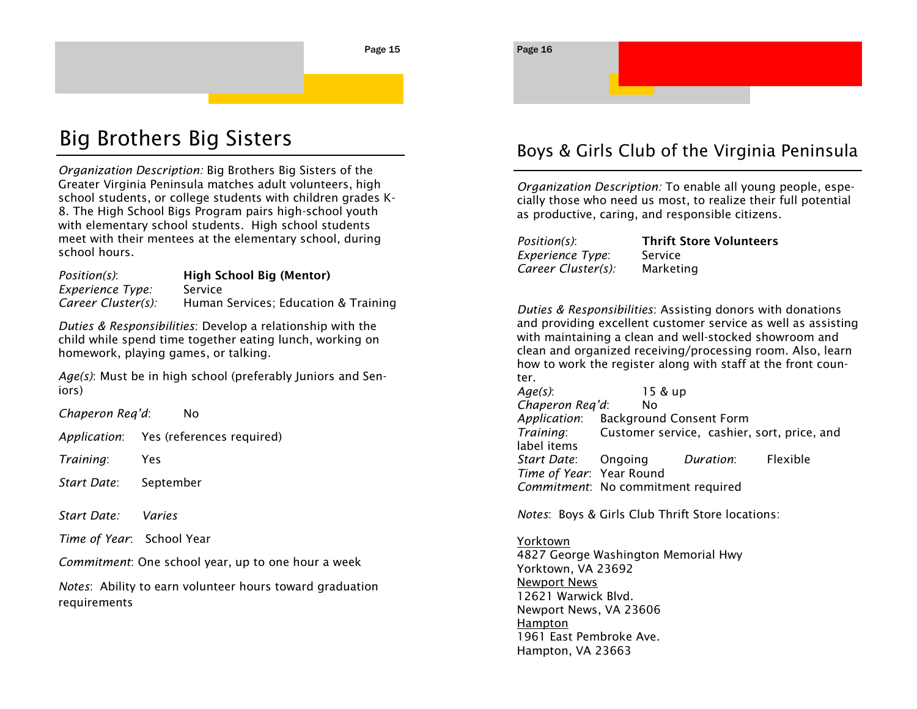# Big Brothers Big Sisters

*Organization Description:* Big Brothers Big Sisters of the Greater Virginia Peninsula matches adult volunteers, high school students, or college students with children grades K-8. The High School Bigs Program pairs high-school youth with elementary school students. High school students meet with their mentees at the elementary school, during school hours.

*Position(s)*: **High School Big (Mentor)**
*Experience Type:* Service
*Career Cluster(s):* Human Services; Education & Training

*Duties & Responsibilities*: Develop a relationship with the child while spend time together eating lunch, working on homework, playing games, or talking.

*Age(s)*: Must be in high school (preferably Juniors and Seniors)

*Chaperon Req'd*: No

*Application*: Yes (references required)

*Training*: Yes

*Start Date*: September

*Start Date: Varies*

*Time of Year*: School Year

*Commitment*: One school year, up to one hour a week

*Notes*: Ability to earn volunteer hours toward graduation requirements

# Boys & Girls Club of the Virginia Peninsula

*Organization Description:* To enable all young people, especially those who need us most, to realize their full potential as productive, caring, and responsible citizens.

*Position(s)*: **Thrift Store Volunteers**
*Experience Type*: Service
*Career Cluster(s):* Marketing

*Duties & Responsibilities*: Assisting donors with donations and providing excellent customer service as well as assisting with maintaining a clean and well-stocked showroom and clean and organized receiving/processing room. Also, learn how to work the register along with staff at the front counter.
*Age(s)*: 15 & up
*Chaperon Req'd*: No
*Application*: Background Consent Form
*Training*: Customer service, cashier, sort, price, and label items
*Start Date*: Ongoing *Duration*: Flexible
*Time of Year*: Year Round
*Commitment*: No commitment required

*Notes*: Boys & Girls Club Thrift Store locations:

<u>Yorktown</u>
4827 George Washington Memorial Hwy
Yorktown, VA 23692
<u>Newport News</u>
12621 Warwick Blvd.
Newport News, VA 23606
<u>Hampton</u>
1961 East Pembroke Ave.
Hampton, VA 23663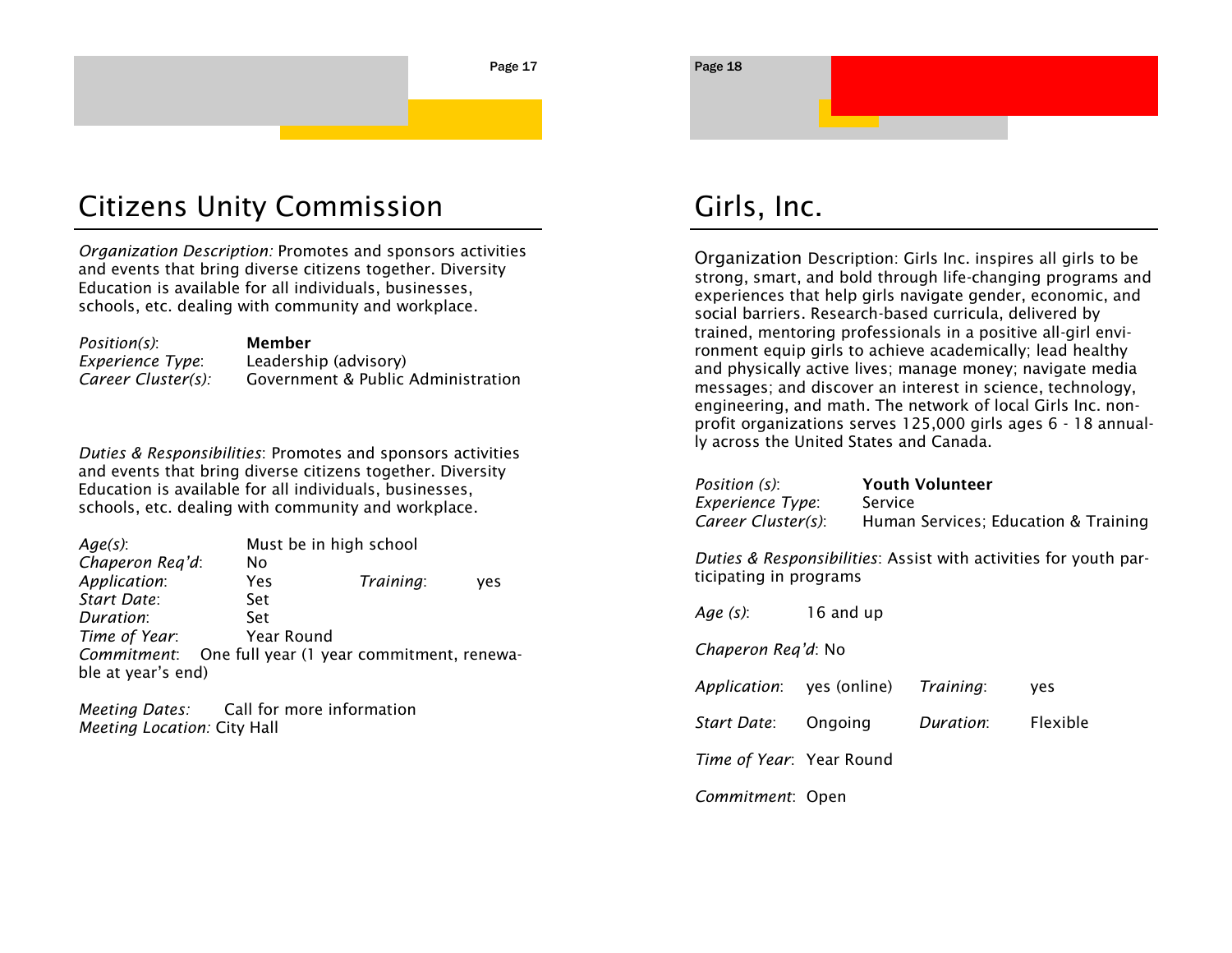# Citizens Unity Commission

*Organization Description:* Promotes and sponsors activities and events that bring diverse citizens together. Diversity Education is available for all individuals, businesses, schools, etc. dealing with community and workplace.

*Position(s)*: **Member**
*Experience Type*: Leadership (advisory)
*Career Cluster(s):* Government & Public Administration

*Duties & Responsibilities*: Promotes and sponsors activities and events that bring diverse citizens together. Diversity Education is available for all individuals, businesses, schools, etc. dealing with community and workplace.

*Age(s)*: Must be in high school
*Chaperon Req'd*: No
*Application*: Yes *Training*: yes
*Start Date*: Set
*Duration*: Set
*Time of Year*: Year Round
*Commitment*: One full year (1 year commitment, renewable at year's end)

*Meeting Dates:* Call for more information
*Meeting Location:* City Hall

# Girls, Inc.

Organization Description: Girls Inc. inspires all girls to be strong, smart, and bold through life-changing programs and experiences that help girls navigate gender, economic, and social barriers. Research-based curricula, delivered by trained, mentoring professionals in a positive all-girl environment equip girls to achieve academically; lead healthy and physically active lives; manage money; navigate media messages; and discover an interest in science, technology, engineering, and math. The network of local Girls Inc. nonprofit organizations serves 125,000 girls ages 6 - 18 annually across the United States and Canada.

*Position (s)*: **Youth Volunteer**
*Experience Type*: Service
*Career Cluster(s)*: Human Services; Education & Training

*Duties & Responsibilities*: Assist with activities for youth participating in programs

*Age (s)*: 16 and up

*Chaperon Req'd*: No

*Application*: yes (online) *Training*: yes

*Start Date*: Ongoing *Duration*: Flexible

*Time of Year*: Year Round

*Commitment*: Open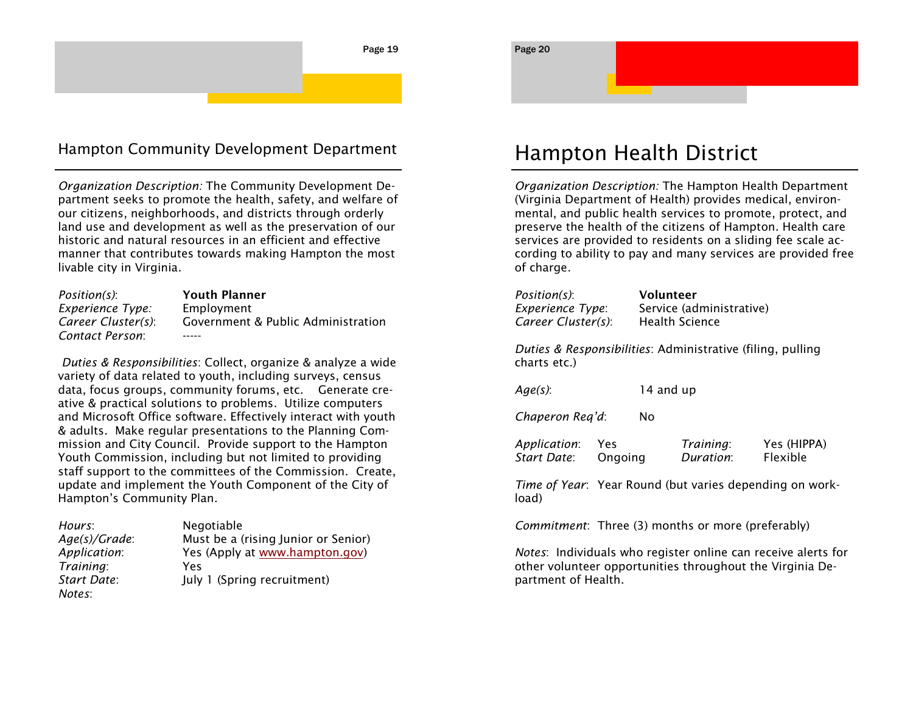## Hampton Community Development Department

*Organization Description:* The Community Development Department seeks to promote the health, safety, and welfare of our citizens, neighborhoods, and districts through orderly land use and development as well as the preservation of our historic and natural resources in an efficient and effective manner that contributes towards making Hampton the most livable city in Virginia.

*Position(s)*: **Youth Planner**
*Experience Type:* Employment
*Career Cluster(s)*: Government & Public Administration
*Contact Person*: -----

*Duties & Responsibilities*: Collect, organize & analyze a wide variety of data related to youth, including surveys, census data, focus groups, community forums, etc. Generate creative & practical solutions to problems. Utilize computers and Microsoft Office software. Effectively interact with youth & adults. Make regular presentations to the Planning Commission and City Council. Provide support to the Hampton Youth Commission, including but not limited to providing staff support to the committees of the Commission. Create, update and implement the Youth Component of the City of Hampton's Community Plan.

*Hours*: Negotiable
*Age(s)/Grade*: Must be a (rising Junior or Senior)
*Application*: Yes (Apply at www.hampton.gov)
*Training*: Yes
*Start Date*: July 1 (Spring recruitment)
*Notes*:

# Hampton Health District

*Organization Description:* The Hampton Health Department (Virginia Department of Health) provides medical, environmental, and public health services to promote, protect, and preserve the health of the citizens of Hampton. Health care services are provided to residents on a sliding fee scale according to ability to pay and many services are provided free of charge.

*Position(s)*: **Volunteer**
*Experience Type*: Service (administrative)
*Career Cluster(s)*: Health Science

*Duties & Responsibilities*: Administrative (filing, pulling charts etc.)

*Age(s)*: 14 and up

*Chaperon Req'd*: No

*Application*: Yes  *Training*: Yes (HIPPA)
*Start Date*: Ongoing  *Duration*: Flexible

*Time of Year*: Year Round (but varies depending on workload)

*Commitment*: Three (3) months or more (preferably)

*Notes*: Individuals who register online can receive alerts for other volunteer opportunities throughout the Virginia Department of Health.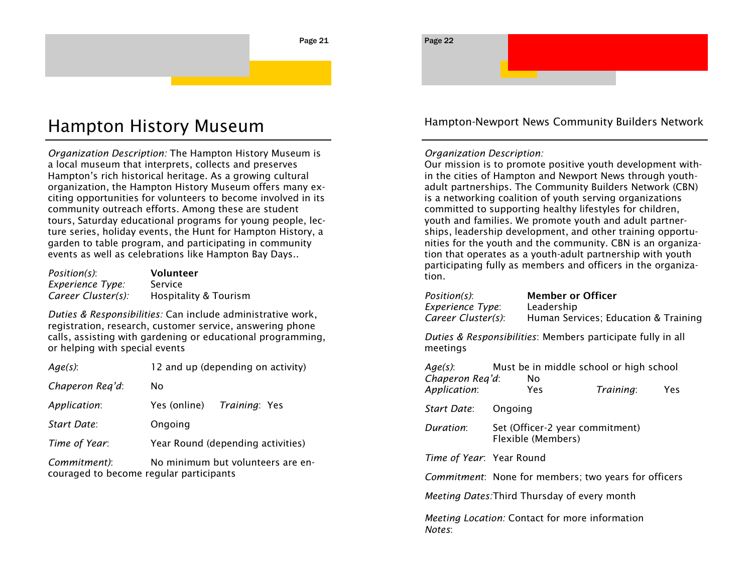# Hampton History Museum

*Organization Description:* The Hampton History Museum is a local museum that interprets, collects and preserves Hampton's rich historical heritage. As a growing cultural organization, the Hampton History Museum offers many exciting opportunities for volunteers to become involved in its community outreach efforts. Among these are student tours, Saturday educational programs for young people, lecture series, holiday events, the Hunt for Hampton History, a garden to table program, and participating in community events as well as celebrations like Hampton Bay Days..

*Position(s)*: **Volunteer**
*Experience Type:* Service
*Career Cluster(s):* Hospitality & Tourism

*Duties & Responsibilities:* Can include administrative work, registration, research, customer service, answering phone calls, assisting with gardening or educational programming, or helping with special events

*Age(s)*: 12 and up (depending on activity)

*Chaperon Req'd*: No

*Application*: Yes (online) *Training*: Yes

*Start Date*: Ongoing

*Time of Year*: Year Round (depending activities)

*Commitment)*: No minimum but volunteers are encouraged to become regular participants

## Hampton-Newport News Community Builders Network

*Organization Description:*
Our mission is to promote positive youth development within the cities of Hampton and Newport News through youth-adult partnerships. The Community Builders Network (CBN) is a networking coalition of youth serving organizations committed to supporting healthy lifestyles for children, youth and families. We promote youth and adult partnerships, leadership development, and other training opportunities for the youth and the community. CBN is an organization that operates as a youth-adult partnership with youth participating fully as members and officers in the organization.

*Position(s)*: **Member or Officer**
*Experience Type*: Leadership
*Career Cluster(s)*: Human Services; Education & Training

*Duties & Responsibilities*: Members participate fully in all meetings

*Age(s)*: Must be in middle school or high school
*Chaperon Req'd*: No
*Application*: Yes *Training*: Yes

*Start Date*: Ongoing

*Duration*: Set (Officer-2 year commitment)
Flexible (Members)

*Time of Year*: Year Round

*Commitment*: None for members; two years for officers

*Meeting Dates:* Third Thursday of every month

*Meeting Location:* Contact for more information
*Notes*: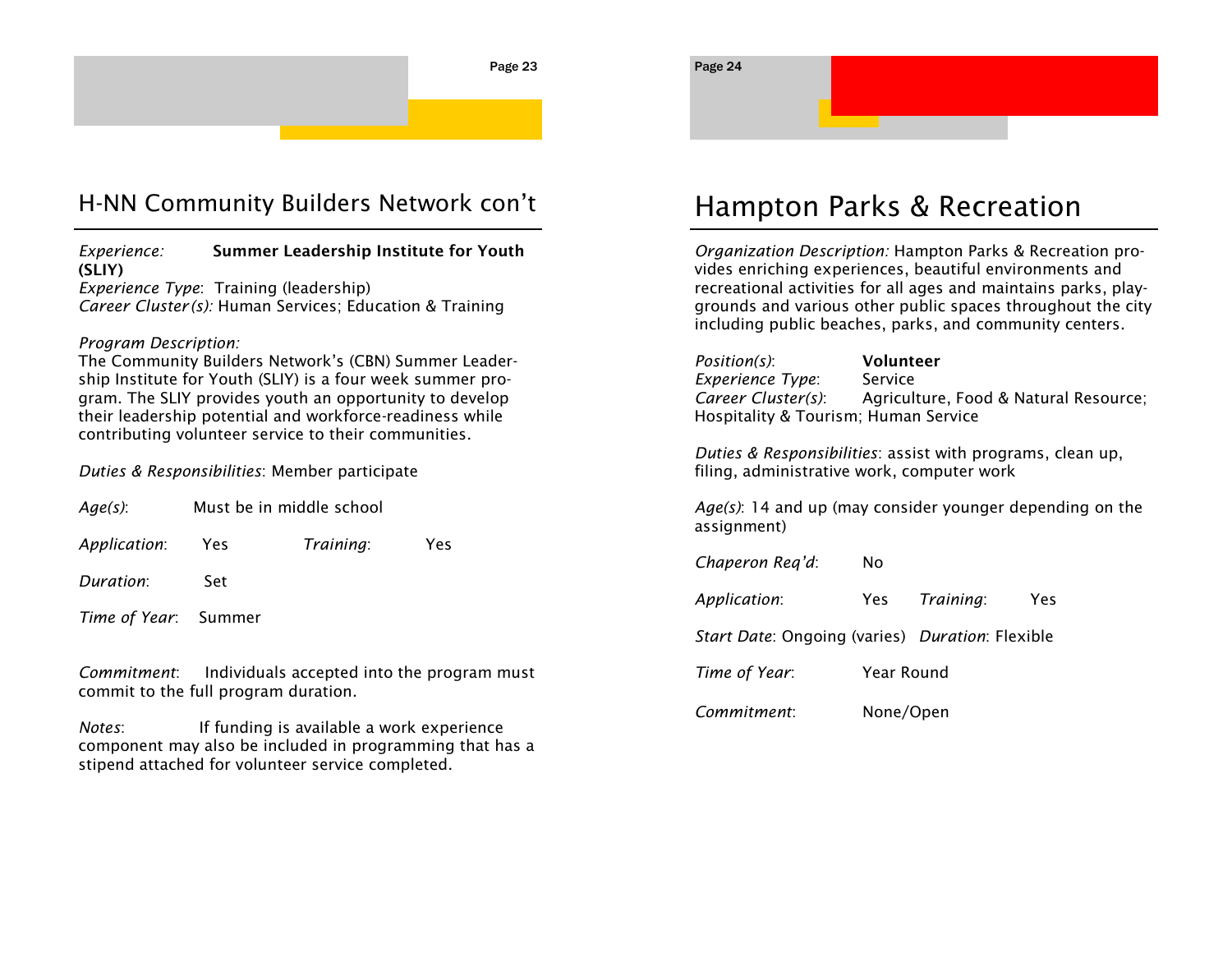## H-NN Community Builders Network con't

*Experience:* **Summer Leadership Institute for Youth (SLIY)**
*Experience Type*: Training (leadership)
*Career Cluster(s):* Human Services; Education & Training

*Program Description:*
The Community Builders Network's (CBN) Summer Leadership Institute for Youth (SLIY) is a four week summer program. The SLIY provides youth an opportunity to develop their leadership potential and workforce-readiness while contributing volunteer service to their communities.

*Duties & Responsibilities*: Member participate

*Age(s)*: Must be in middle school

*Application*: Yes *Training*: Yes

*Duration*: Set

*Time of Year*: Summer

*Commitment*: Individuals accepted into the program must commit to the full program duration.

*Notes*: If funding is available a work experience component may also be included in programming that has a stipend attached for volunteer service completed.

# Hampton Parks & Recreation

*Organization Description:* Hampton Parks & Recreation provides enriching experiences, beautiful environments and recreational activities for all ages and maintains parks, playgrounds and various other public spaces throughout the city including public beaches, parks, and community centers.

*Position(s)*: **Volunteer**
*Experience Type*: Service
*Career Cluster(s)*: Agriculture, Food & Natural Resource; Hospitality & Tourism; Human Service

*Duties & Responsibilities*: assist with programs, clean up, filing, administrative work, computer work

*Age(s)*: 14 and up (may consider younger depending on the assignment)

*Chaperon Req'd*: No

*Application*: Yes *Training*: Yes

*Start Date*: Ongoing (varies) *Duration*: Flexible

*Time of Year*: Year Round

*Commitment*: None/Open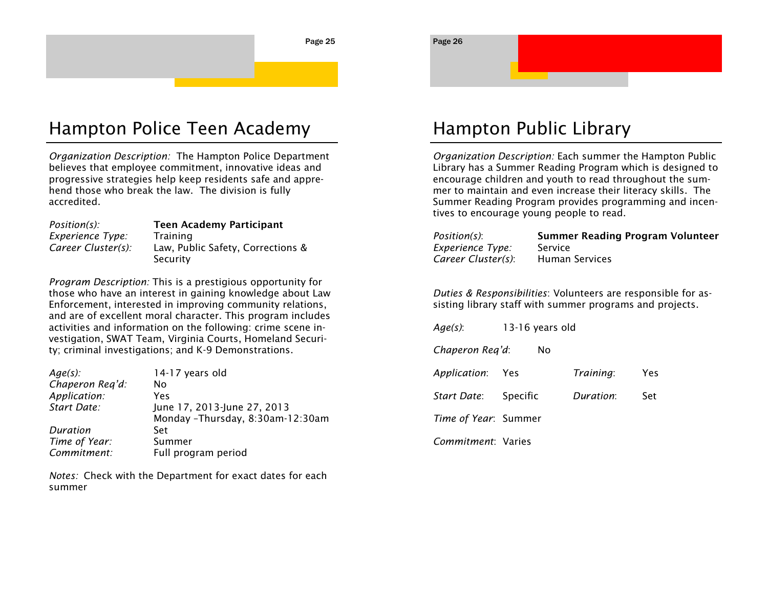# Hampton Police Teen Academy

*Organization Description:* The Hampton Police Department believes that employee commitment, innovative ideas and progressive strategies help keep residents safe and apprehend those who break the law. The division is fully accredited.

| | |
|---|---|
| *Position(s):* | **Teen Academy Participant** |
| *Experience Type:* | Training |
| *Career Cluster(s):* | Law, Public Safety, Corrections & Security |

*Program Description:* This is a prestigious opportunity for those who have an interest in gaining knowledge about Law Enforcement, interested in improving community relations, and are of excellent moral character. This program includes activities and information on the following: crime scene investigation, SWAT Team, Virginia Courts, Homeland Security; criminal investigations; and K-9 Demonstrations.

| | |
|---|---|
| *Age(s):* | 14-17 years old |
| *Chaperon Req'd:* | No |
| *Application:* | Yes |
| *Start Date:* | June 17, 2013-June 27, 2013<br>Monday –Thursday, 8:30am-12:30am |
| *Duration* | Set |
| *Time of Year:* | Summer |
| *Commitment:* | Full program period |

*Notes:* Check with the Department for exact dates for each summer

# Hampton Public Library

*Organization Description:* Each summer the Hampton Public Library has a Summer Reading Program which is designed to encourage children and youth to read throughout the summer to maintain and even increase their literacy skills. The Summer Reading Program provides programming and incentives to encourage young people to read.

| | |
|---|---|
| *Position(s)*: | **Summer Reading Program Volunteer** |
| *Experience Type:* | Service |
| *Career Cluster(s)*: | Human Services |

*Duties & Responsibilities*: Volunteers are responsible for assisting library staff with summer programs and projects.

*Age(s)*: 13-16 years old

*Chaperon Req'd*: No

*Application*: Yes &nbsp;&nbsp;&nbsp; *Training*: Yes

*Start Date*: Specific &nbsp;&nbsp;&nbsp; *Duration*: Set

*Time of Year*: Summer

*Commitment*: Varies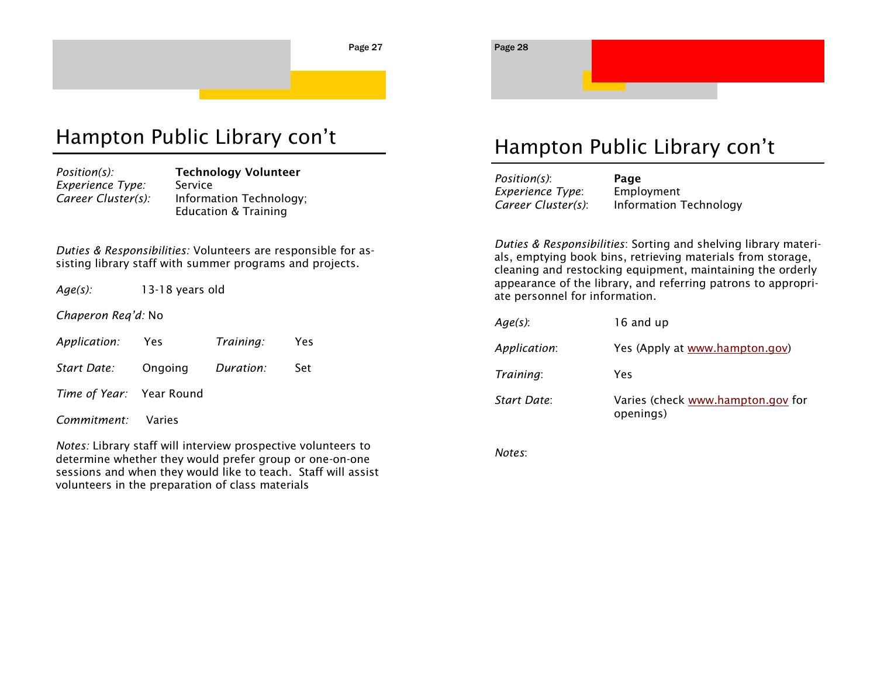# Hampton Public Library con't

*Position(s):* **Technology Volunteer**
*Experience Type:* Service
*Career Cluster(s):* Information Technology; Education & Training

*Duties & Responsibilities:* Volunteers are responsible for assisting library staff with summer programs and projects.

*Age(s):* 13-18 years old

*Chaperon Req'd:* No

*Application:* Yes *Training:* Yes

*Start Date:* Ongoing *Duration:* Set

*Time of Year:* Year Round

*Commitment:* Varies

*Notes:* Library staff will interview prospective volunteers to determine whether they would prefer group or one-on-one sessions and when they would like to teach. Staff will assist volunteers in the preparation of class materials

# Hampton Public Library con't

*Position(s):* **Page**
*Experience Type:* Employment
*Career Cluster(s):* Information Technology

*Duties & Responsibilities:* Sorting and shelving library materials, emptying book bins, retrieving materials from storage, cleaning and restocking equipment, maintaining the orderly appearance of the library, and referring patrons to appropriate personnel for information.

*Age(s):* 16 and up

*Application:* Yes (Apply at www.hampton.gov)

*Training:* Yes

*Start Date:* Varies (check www.hampton.gov for openings)

*Notes:*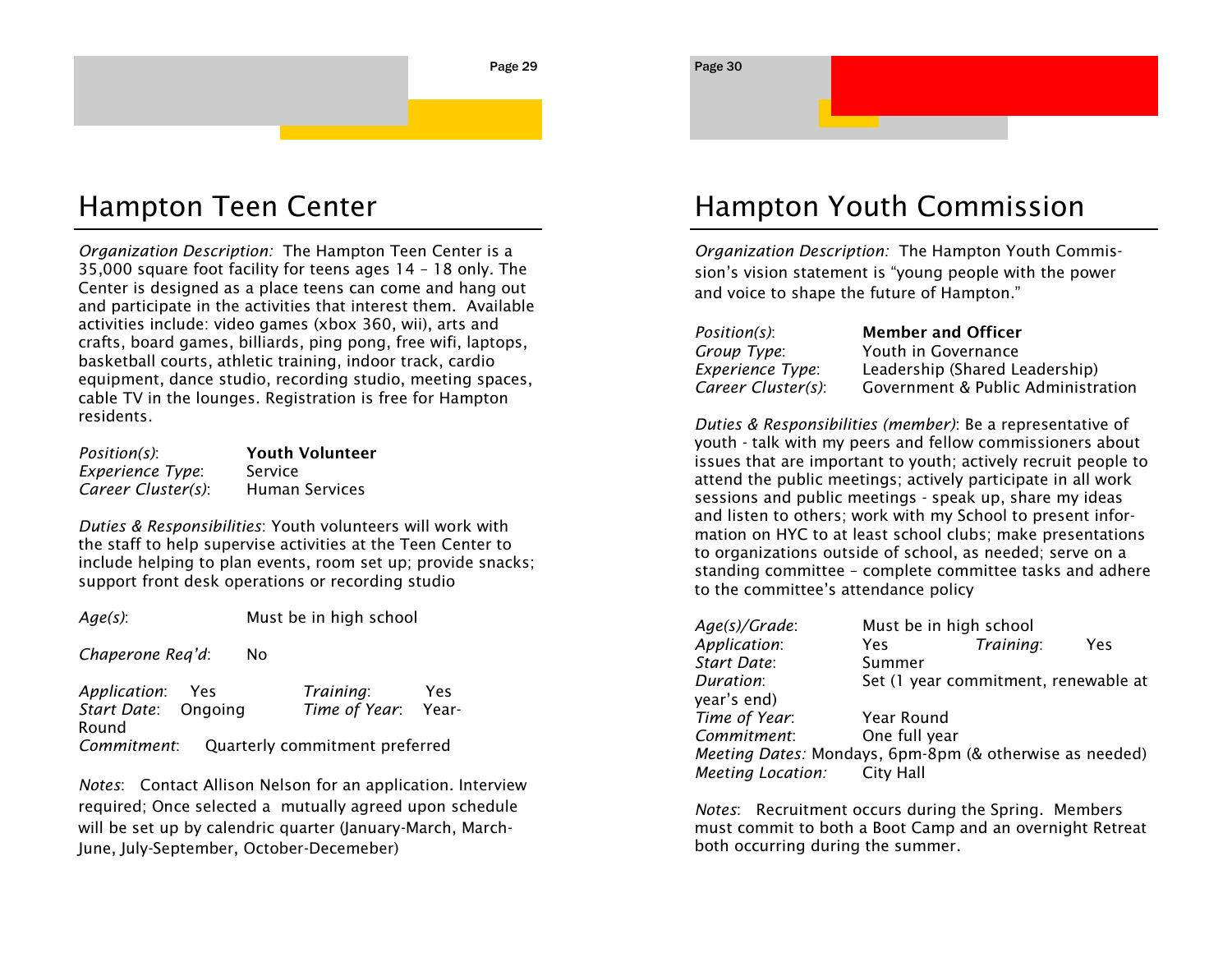# Hampton Teen Center

*Organization Description:* The Hampton Teen Center is a 35,000 square foot facility for teens ages 14 – 18 only. The Center is designed as a place teens can come and hang out and participate in the activities that interest them. Available activities include: video games (xbox 360, wii), arts and crafts, board games, billiards, ping pong, free wifi, laptops, basketball courts, athletic training, indoor track, cardio equipment, dance studio, recording studio, meeting spaces, cable TV in the lounges. Registration is free for Hampton residents.

*Position(s)*: **Youth Volunteer**
*Experience Type*: Service
*Career Cluster(s)*: Human Services

*Duties & Responsibilities*: Youth volunteers will work with the staff to help supervise activities at the Teen Center to include helping to plan events, room set up; provide snacks; support front desk operations or recording studio

*Age(s)*: Must be in high school

*Chaperone Req'd*: No

*Application*: Yes *Training*: Yes
*Start Date*: Ongoing *Time of Year*: Year-Round
*Commitment*: Quarterly commitment preferred

*Notes*: Contact Allison Nelson for an application. Interview required; Once selected a mutually agreed upon schedule will be set up by calendric quarter (January-March, March-June, July-September, October-Decemeber)

# Hampton Youth Commission

*Organization Description:* The Hampton Youth Commission's vision statement is "young people with the power and voice to shape the future of Hampton."

*Position(s)*: **Member and Officer**
*Group Type*: Youth in Governance
*Experience Type*: Leadership (Shared Leadership)
*Career Cluster(s)*: Government & Public Administration

*Duties & Responsibilities (member)*: Be a representative of youth - talk with my peers and fellow commissioners about issues that are important to youth; actively recruit people to attend the public meetings; actively participate in all work sessions and public meetings - speak up, share my ideas and listen to others; work with my School to present information on HYC to at least school clubs; make presentations to organizations outside of school, as needed; serve on a standing committee – complete committee tasks and adhere to the committee's attendance policy

*Age(s)/Grade*: Must be in high school
*Application*: Yes *Training*: Yes
*Start Date*: Summer
*Duration*: Set (1 year commitment, renewable at year's end)
*Time of Year*: Year Round
*Commitment*: One full year
*Meeting Dates:* Mondays, 6pm-8pm (& otherwise as needed)
*Meeting Location:* City Hall

*Notes*: Recruitment occurs during the Spring. Members must commit to both a Boot Camp and an overnight Retreat both occurring during the summer.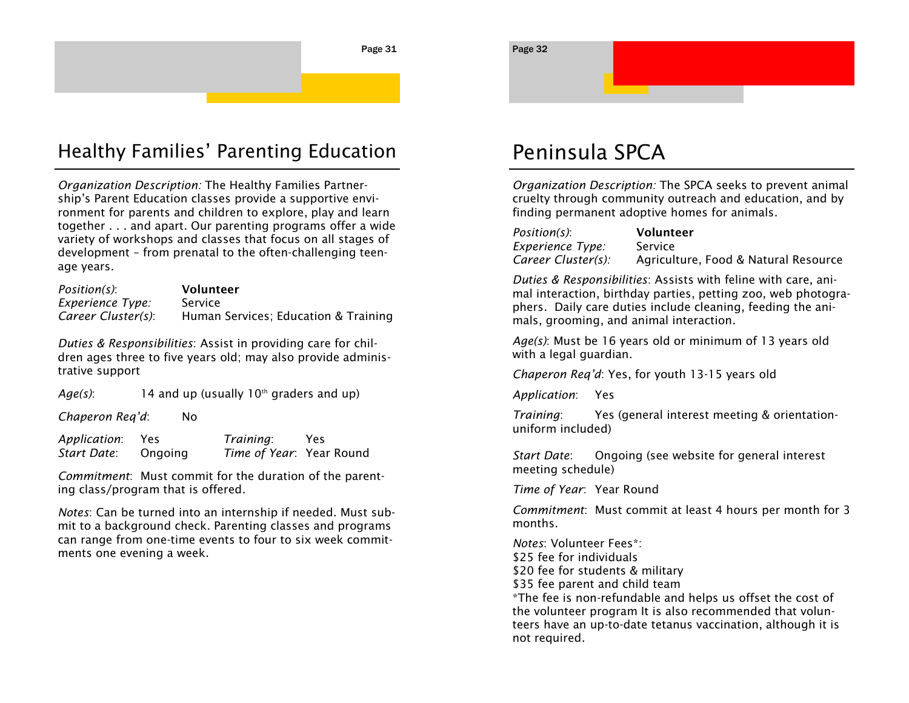# Healthy Families' Parenting Education

*Organization Description:* The Healthy Families Partnership's Parent Education classes provide a supportive environment for parents and children to explore, play and learn together . . . and apart. Our parenting programs offer a wide variety of workshops and classes that focus on all stages of development – from prenatal to the often-challenging teenage years.

*Position(s)*: **Volunteer**
*Experience Type:* Service
*Career Cluster(s)*: Human Services; Education & Training

*Duties & Responsibilities*: Assist in providing care for children ages three to five years old; may also provide administrative support

*Age(s)*: 14 and up (usually 10th graders and up)

*Chaperon Req'd*: No

*Application*: Yes
*Training*: Yes
*Start Date*: Ongoing
*Time of Year*: Year Round

*Commitment*: Must commit for the duration of the parenting class/program that is offered.

*Notes*: Can be turned into an internship if needed. Must submit to a background check. Parenting classes and programs can range from one-time events to four to six week commitments one evening a week.

# Peninsula SPCA

*Organization Description:* The SPCA seeks to prevent animal cruelty through community outreach and education, and by finding permanent adoptive homes for animals.

*Position(s)*: **Volunteer**
*Experience Type:* Service
*Career Cluster(s):* Agriculture, Food & Natural Resource

*Duties & Responsibilities*: Assists with feline with care, animal interaction, birthday parties, petting zoo, web photographers. Daily care duties include cleaning, feeding the animals, grooming, and animal interaction.

*Age(s)*: Must be 16 years old or minimum of 13 years old with a legal guardian.

*Chaperon Req'd*: Yes, for youth 13-15 years old

*Application*: Yes

*Training*: Yes (general interest meeting & orientation-uniform included)

*Start Date*: Ongoing (see website for general interest meeting schedule)

*Time of Year*: Year Round

*Commitment*: Must commit at least 4 hours per month for 3 months.

*Notes*: Volunteer Fees*:
$25 fee for individuals
$20 fee for students & military
$35 fee parent and child team
*The fee is non-refundable and helps us offset the cost of the volunteer program It is also recommended that volunteers have an up-to-date tetanus vaccination, although it is not required.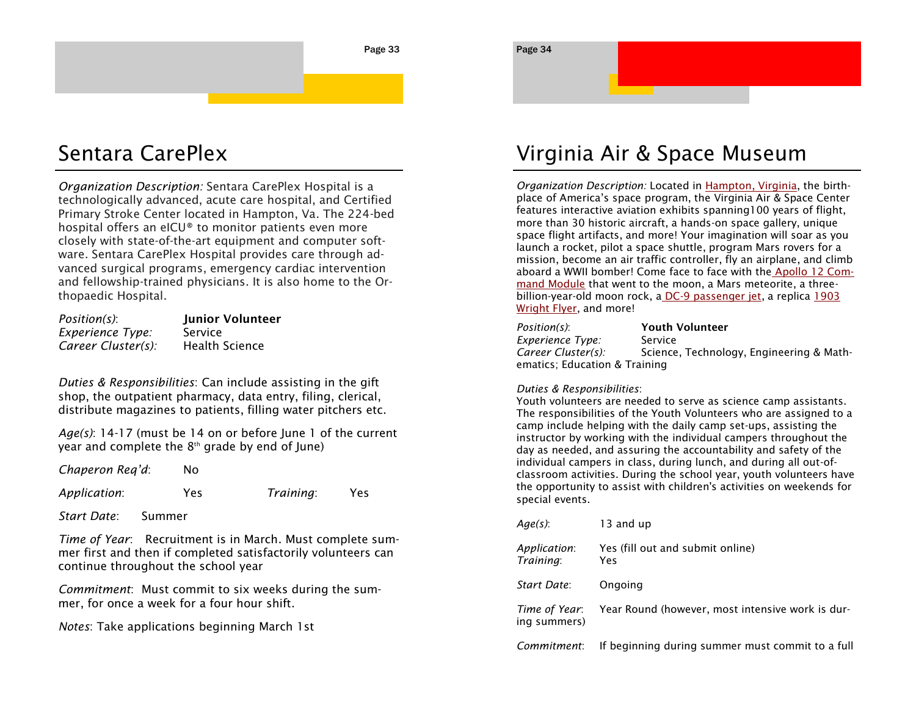# Sentara CarePlex

*Organization Description:* Sentara CarePlex Hospital is a technologically advanced, acute care hospital, and Certified Primary Stroke Center located in Hampton, Va. The 224-bed hospital offers an eICU® to monitor patients even more closely with state-of-the-art equipment and computer software. Sentara CarePlex Hospital provides care through advanced surgical programs, emergency cardiac intervention and fellowship-trained physicians. It is also home to the Orthopaedic Hospital.

*Position(s)*: **Junior Volunteer**
*Experience Type:* Service
*Career Cluster(s):* Health Science

*Duties & Responsibilities*: Can include assisting in the gift shop, the outpatient pharmacy, data entry, filing, clerical, distribute magazines to patients, filling water pitchers etc.

*Age(s)*: 14-17 (must be 14 on or before June 1 of the current year and complete the 8th grade by end of June)

*Chaperon Req'd*: No

*Application*: Yes *Training*: Yes

*Start Date*: Summer

*Time of Year*: Recruitment is in March. Must complete summer first and then if completed satisfactorily volunteers can continue throughout the school year

*Commitment*: Must commit to six weeks during the summer, for once a week for a four hour shift.

*Notes*: Take applications beginning March 1st

# Virginia Air & Space Museum

*Organization Description:* Located in Hampton, Virginia, the birthplace of America's space program, the Virginia Air & Space Center features interactive aviation exhibits spanning100 years of flight, more than 30 historic aircraft, a hands-on space gallery, unique space flight artifacts, and more! Your imagination will soar as you launch a rocket, pilot a space shuttle, program Mars rovers for a mission, become an air traffic controller, fly an airplane, and climb aboard a WWII bomber! Come face to face with the Apollo 12 Command Module that went to the moon, a Mars meteorite, a three-billion-year-old moon rock, a DC-9 passenger jet, a replica 1903 Wright Flyer, and more!

*Position(s)*: **Youth Volunteer**
*Experience Type:* Service
*Career Cluster(s):* Science, Technology, Engineering & Mathematics; Education & Training

*Duties & Responsibilities*:
Youth volunteers are needed to serve as science camp assistants. The responsibilities of the Youth Volunteers who are assigned to a camp include helping with the daily camp set-ups, assisting the instructor by working with the individual campers throughout the day as needed, and assuring the accountability and safety of the individual campers in class, during lunch, and during all out-of-classroom activities. During the school year, youth volunteers have the opportunity to assist with children's activities on weekends for special events.

*Age(s)*: 13 and up

*Application*: Yes (fill out and submit online)
*Training*: Yes

*Start Date*: Ongoing

*Time of Year*: Year Round (however, most intensive work is during summers)

*Commitment*: If beginning during summer must commit to a full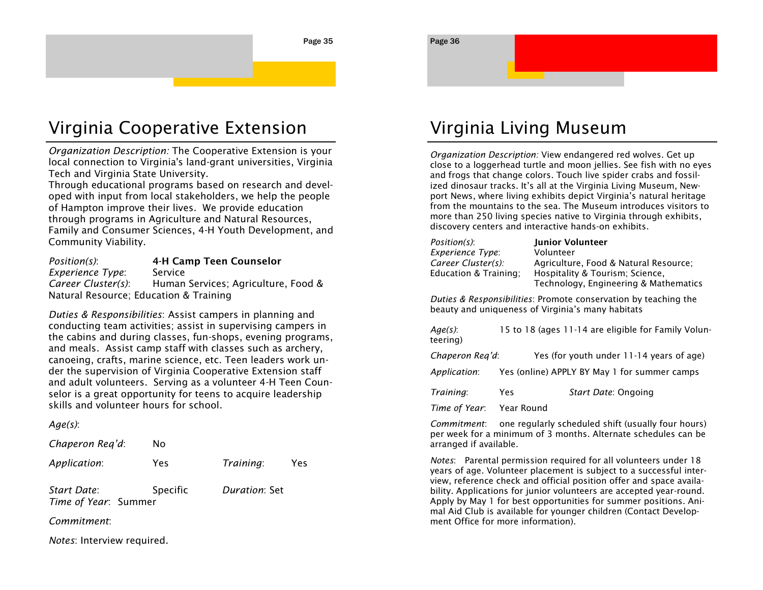# Virginia Cooperative Extension

*Organization Description:* The Cooperative Extension is your local connection to Virginia's land-grant universities, Virginia Tech and Virginia State University.
Through educational programs based on research and developed with input from local stakeholders, we help the people of Hampton improve their lives. We provide education through programs in Agriculture and Natural Resources, Family and Consumer Sciences, 4-H Youth Development, and Community Viability.

*Position(s)*: **4-H Camp Teen Counselor**
*Experience Type*: Service
*Career Cluster(s)*: Human Services; Agriculture, Food & Natural Resource; Education & Training

*Duties & Responsibilities*: Assist campers in planning and conducting team activities; assist in supervising campers in the cabins and during classes, fun-shops, evening programs, and meals. Assist camp staff with classes such as archery, canoeing, crafts, marine science, etc. Teen leaders work under the supervision of Virginia Cooperative Extension staff and adult volunteers. Serving as a volunteer 4-H Teen Counselor is a great opportunity for teens to acquire leadership skills and volunteer hours for school.

*Age(s)*:

*Chaperon Req'd*: No

*Application*: Yes *Training*: Yes

*Start Date*: Specific *Duration*: Set
*Time of Year*: Summer

*Commitment*:

*Notes*: Interview required.

# Virginia Living Museum

*Organization Description:* View endangered red wolves. Get up close to a loggerhead turtle and moon jellies. See fish with no eyes and frogs that change colors. Touch live spider crabs and fossilized dinosaur tracks. It's all at the Virginia Living Museum, Newport News, where living exhibits depict Virginia's natural heritage from the mountains to the sea. The Museum introduces visitors to more than 250 living species native to Virginia through exhibits, discovery centers and interactive hands-on exhibits.

*Position(s)*: **Junior Volunteer**
*Experience Type*: Volunteer
*Career Cluster(s):* Agriculture, Food & Natural Resource; Education & Training; Hospitality & Tourism; Science, Technology, Engineering & Mathematics

*Duties & Responsibilities*: Promote conservation by teaching the beauty and uniqueness of Virginia's many habitats

*Age(s)*: 15 to 18 (ages 11-14 are eligible for Family Volunteering)

*Chaperon Req'd*: Yes (for youth under 11-14 years of age)

*Application*: Yes (online) APPLY BY May 1 for summer camps

*Training*: Yes *Start Date*: Ongoing

*Time of Year*: Year Round

*Commitment*: one regularly scheduled shift (usually four hours) per week for a minimum of 3 months. Alternate schedules can be arranged if available.

*Notes*: Parental permission required for all volunteers under 18 years of age. Volunteer placement is subject to a successful interview, reference check and official position offer and space availability. Applications for junior volunteers are accepted year-round. Apply by May 1 for best opportunities for summer positions. Animal Aid Club is available for younger children (Contact Development Office for more information).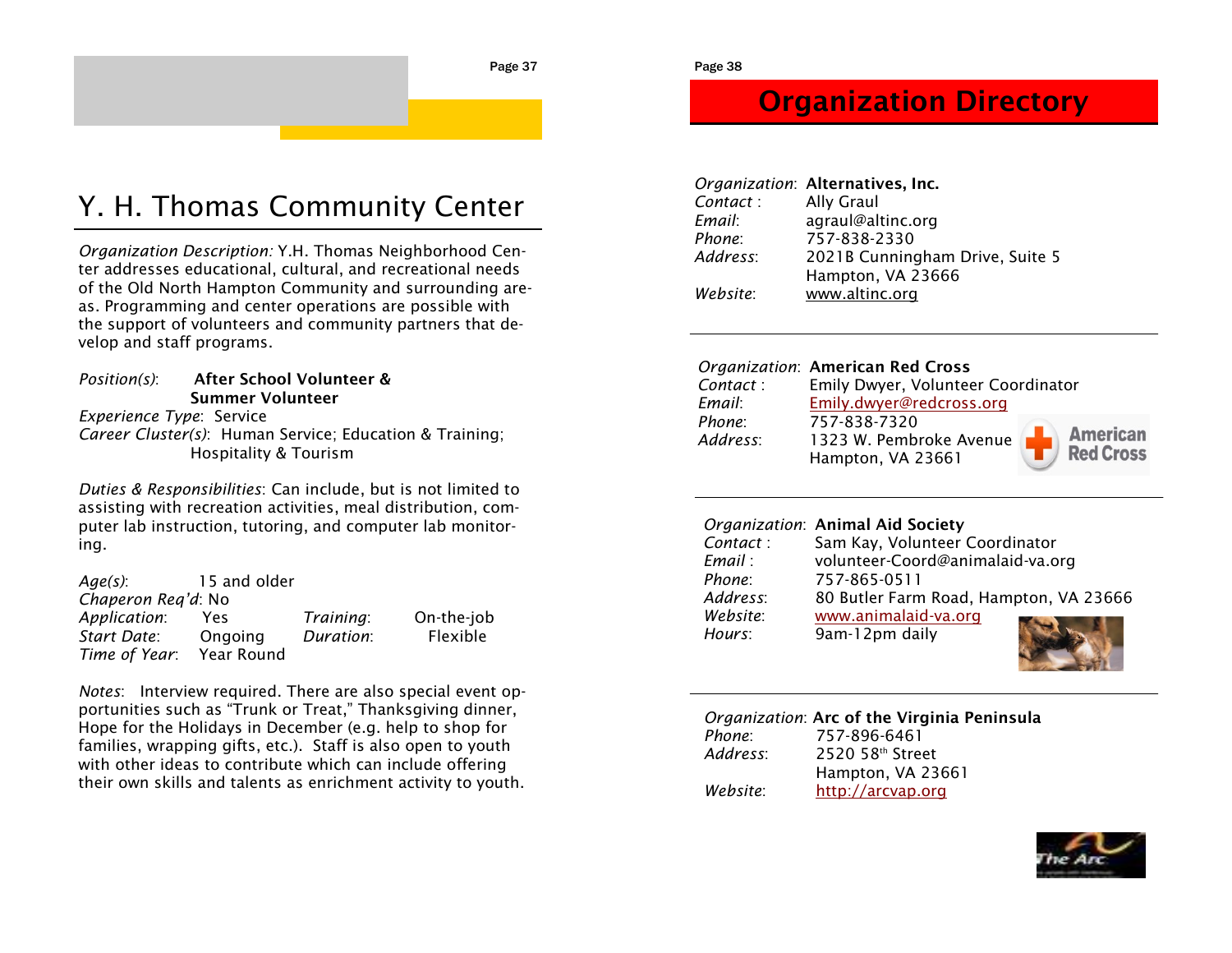# Y. H. Thomas Community Center

*Organization Description:* Y.H. Thomas Neighborhood Center addresses educational, cultural, and recreational needs of the Old North Hampton Community and surrounding areas. Programming and center operations are possible with the support of volunteers and community partners that develop and staff programs.

*Position(s)*: **After School Volunteer & Summer Volunteer**
*Experience Type*: Service
*Career Cluster(s)*: Human Service; Education & Training; Hospitality & Tourism

*Duties & Responsibilities*: Can include, but is not limited to assisting with recreation activities, meal distribution, computer lab instruction, tutoring, and computer lab monitoring.

*Age(s)*: 15 and older
*Chaperon Req'd*: No
*Application*: Yes
*Training*: On-the-job
*Start Date*: Ongoing
*Duration*: Flexible
*Time of Year*: Year Round

*Notes*: Interview required. There are also special event opportunities such as "Trunk or Treat," Thanksgiving dinner, Hope for the Holidays in December (e.g. help to shop for families, wrapping gifts, etc.). Staff is also open to youth with other ideas to contribute which can include offering their own skills and talents as enrichment activity to youth.

# Organization Directory

*Organization*: **Alternatives, Inc.**
*Contact* : Ally Graul
*Email*: agraul@altinc.org
*Phone*: 757-838-2330
*Address*: 2021B Cunningham Drive, Suite 5
Hampton, VA 23666
*Website*: www.altinc.org

---

*Organization*: **American Red Cross**
*Contact* : Emily Dwyer, Volunteer Coordinator
*Email*: Emily.dwyer@redcross.org
*Phone*: 757-838-7320
*Address*: 1323 W. Pembroke Avenue
Hampton, VA 23661

---

*Organization*: **Animal Aid Society**
*Contact* : Sam Kay, Volunteer Coordinator
*Email* : volunteer-Coord@animalaid-va.org
*Phone*: 757-865-0511
*Address*: 80 Butler Farm Road, Hampton, VA 23666
*Website*: www.animalaid-va.org
*Hours*: 9am-12pm daily

---

*Organization*: **Arc of the Virginia Peninsula**
*Phone*: 757-896-6461
*Address*: 2520 58th Street
Hampton, VA 23661
*Website*: http://arcvap.org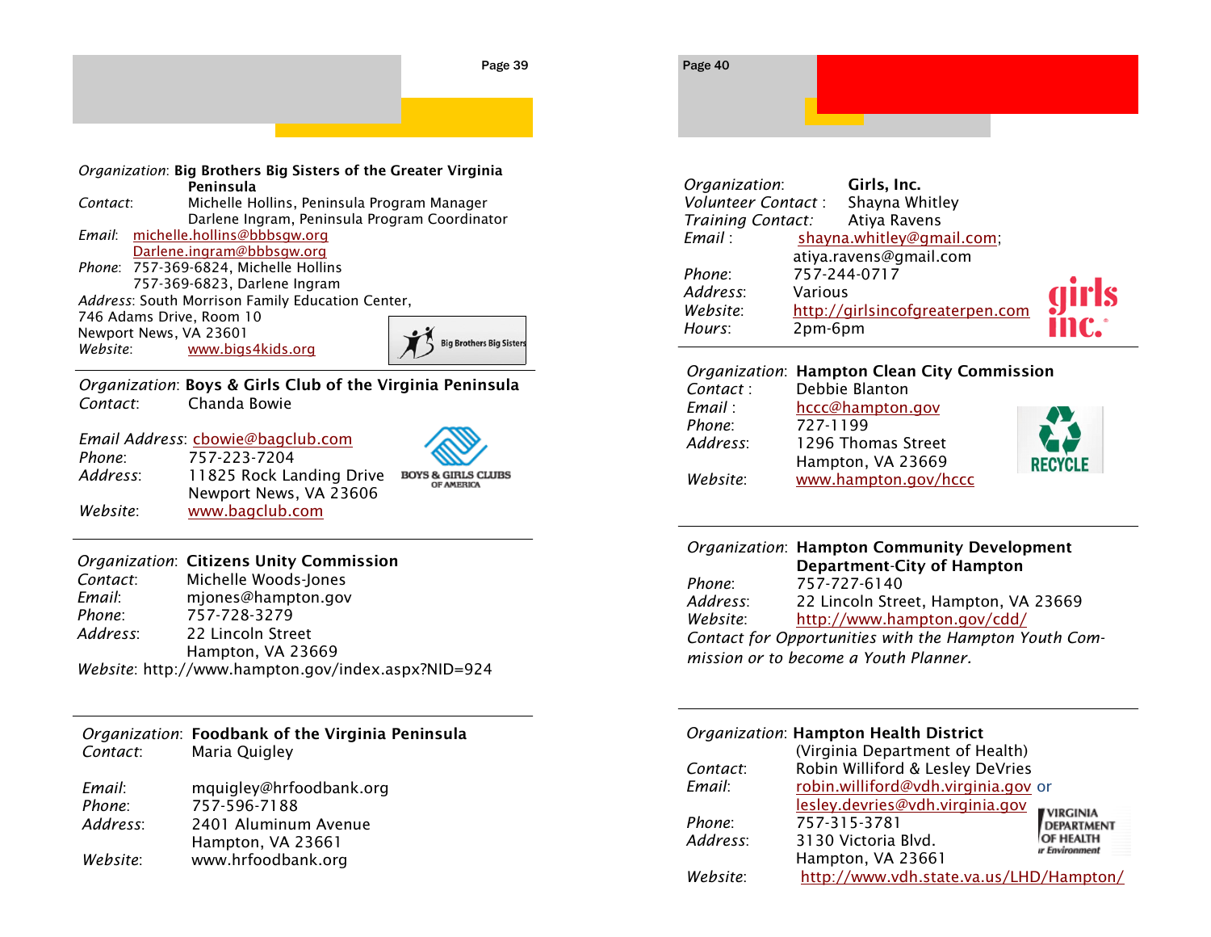*Organization*: **Big Brothers Big Sisters of the Greater Virginia Peninsula**
*Contact*: Michelle Hollins, Peninsula Program Manager
Darlene Ingram, Peninsula Program Coordinator
*Email*: michelle.hollins@bbbsgw.org
Darlene.ingram@bbbsgw.org
*Phone*: 757-369-6824, Michelle Hollins
757-369-6823, Darlene Ingram
*Address*: South Morrison Family Education Center,
746 Adams Drive, Room 10
Newport News, VA 23601
*Website*: www.bigs4kids.org

---

*Organization*: **Boys & Girls Club of the Virginia Peninsula**
*Contact*: Chanda Bowie

*Email Address*: cbowie@bagclub.com
*Phone*: 757-223-7204
*Address*: 11825 Rock Landing Drive
Newport News, VA 23606
*Website*: www.bagclub.com

---

*Organization*: **Citizens Unity Commission**
*Contact*: Michelle Woods-Jones
*Email*: mjones@hampton.gov
*Phone*: 757-728-3279
*Address*: 22 Lincoln Street
Hampton, VA 23669
*Website*: http://www.hampton.gov/index.aspx?NID=924

---

*Organization*: **Foodbank of the Virginia Peninsula**
*Contact*: Maria Quigley

*Email*: mquigley@hrfoodbank.org
*Phone*: 757-596-7188
*Address*: 2401 Aluminum Avenue
Hampton, VA 23661
*Website*: www.hrfoodbank.org

---

*Organization*: **Girls, Inc.**
*Volunteer Contact*: Shayna Whitley
*Training Contact:* Atiya Ravens
*Email*: shayna.whitley@gmail.com; atiya.ravens@gmail.com
*Phone*: 757-244-0717
*Address*: Various
*Website*: http://girlsincofgreaterpen.com
*Hours*: 2pm-6pm

---

*Organization*: **Hampton Clean City Commission**
*Contact*: Debbie Blanton
*Email*: hccc@hampton.gov
*Phone*: 727-1199
*Address*: 1296 Thomas Street
Hampton, VA 23669
*Website*: www.hampton.gov/hccc

---

*Organization*: **Hampton Community Development Department-City of Hampton**
*Phone*: 757-727-6140
*Address*: 22 Lincoln Street, Hampton, VA 23669
*Website*: http://www.hampton.gov/cdd/
*Contact for Opportunities with the Hampton Youth Commission or to become a Youth Planner.*

---

*Organization*: **Hampton Health District**
(Virginia Department of Health)
*Contact*: Robin Williford & Lesley DeVries
*Email*: robin.williford@vdh.virginia.gov or lesley.devries@vdh.virginia.gov
*Phone*: 757-315-3781
*Address*: 3130 Victoria Blvd.
Hampton, VA 23661
*Website*: http://www.vdh.state.va.us/LHD/Hampton/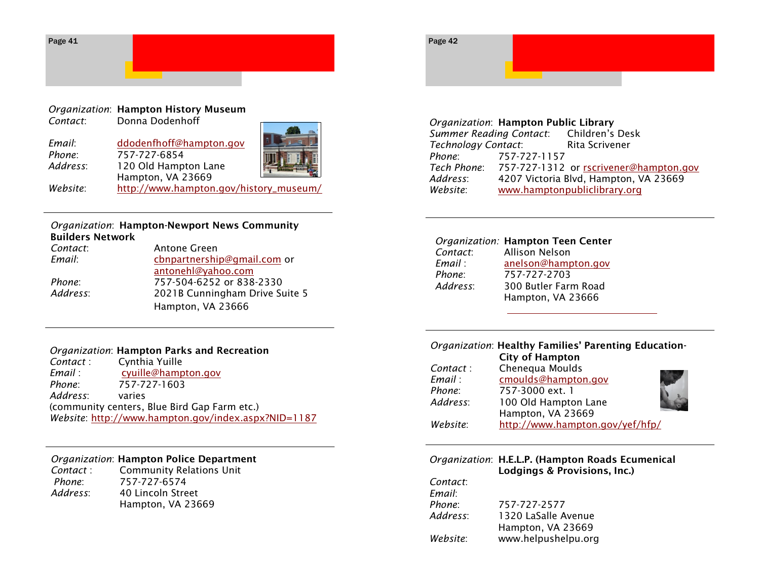*Organization*: **Hampton History Museum**
*Contact*: Donna Dodenhoff

*Email*: ddodenfhoff@hampton.gov
*Phone*: 757-727-6854
*Address*: 120 Old Hampton Lane
Hampton, VA 23669
*Website*: http://www.hampton.gov/history_museum/

---

*Organization*: **Hampton-Newport News Community Builders Network**
*Contact*: Antone Green
*Email*: cbnpartnership@gmail.com or antonehl@yahoo.com
*Phone*: 757-504-6252 or 838-2330
*Address*: 2021B Cunningham Drive Suite 5
Hampton, VA 23666

---

*Organization*: **Hampton Parks and Recreation**
*Contact* : Cynthia Yuille
*Email* : cyuille@hampton.gov
*Phone*: 757-727-1603
*Address*: varies
(community centers, Blue Bird Gap Farm etc.)
*Website*: http://www.hampton.gov/index.aspx?NID=1187

---

*Organization*: **Hampton Police Department**
*Contact* : Community Relations Unit
*Phone*: 757-727-6574
*Address*: 40 Lincoln Street
Hampton, VA 23669

---

*Organization*: **Hampton Public Library**
*Summer Reading Contact*: Children's Desk
*Technology Contact*: Rita Scrivener
*Phone*: 757-727-1157
*Tech Phone*: 757-727-1312 or rscrivener@hampton.gov
*Address*: 4207 Victoria Blvd, Hampton, VA 23669
*Website*: www.hamptonpubliclibrary.org

---

*Organization:* **Hampton Teen Center**
*Contact*: Allison Nelson
*Email* : anelson@hampton.gov
*Phone*: 757-727-2703
*Address*: 300 Butler Farm Road
Hampton, VA 23666

---

*Organization*: **Healthy Families' Parenting Education-City of Hampton**
*Contact* : Chenequa Moulds
*Email* : cmoulds@hampton.gov
*Phone*: 757-3000 ext. 1
*Address*: 100 Old Hampton Lane
Hampton, VA 23669
*Website*: http://www.hampton.gov/yef/hfp/

---

*Organization*: **H.E.L.P. (Hampton Roads Ecumenical Lodgings & Provisions, Inc.)**
*Contact*:
*Email*:
*Phone*: 757-727-2577
*Address*: 1320 LaSalle Avenue
Hampton, VA 23669
*Website*: www.helpushelpu.org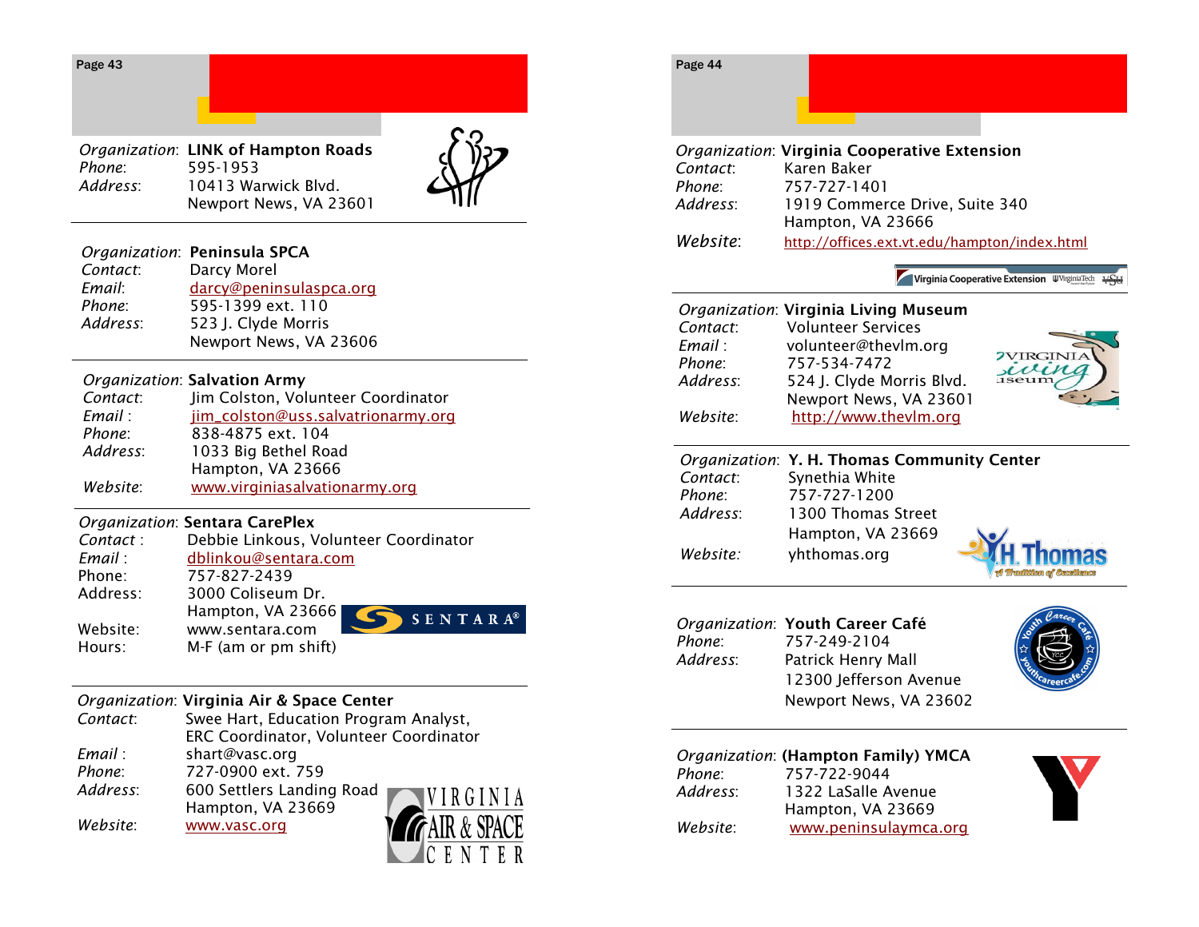*Organization*: **LINK of Hampton Roads**
*Phone*: 595-1953
*Address*: 10413 Warwick Blvd.
Newport News, VA 23601

---

*Organization*: **Peninsula SPCA**
*Contact*: Darcy Morel
*Email*: darcy@peninsulaspca.org
*Phone*: 595-1399 ext. 110
*Address*: 523 J. Clyde Morris
Newport News, VA 23606

---

*Organization*: **Salvation Army**
*Contact*: Jim Colston, Volunteer Coordinator
*Email* : jim_colston@uss.salvatrionarmy.org
*Phone*: 838-4875 ext. 104
*Address*: 1033 Big Bethel Road
Hampton, VA 23666
*Website*: www.virginiasalvationarmy.org

---

*Organization*: **Sentara CarePlex**
*Contact* : Debbie Linkous, Volunteer Coordinator
*Email* : dblinkou@sentara.com
Phone: 757-827-2439
Address: 3000 Coliseum Dr.
Hampton, VA 23666
Website: www.sentara.com
Hours: M-F (am or pm shift)

---

*Organization*: **Virginia Air & Space Center**
*Contact*: Swee Hart, Education Program Analyst, ERC Coordinator, Volunteer Coordinator
*Email* : shart@vasc.org
*Phone*: 727-0900 ext. 759
*Address*: 600 Settlers Landing Road
Hampton, VA 23669
*Website*: www.vasc.org

---

*Organization*: **Virginia Cooperative Extension**
*Contact*: Karen Baker
*Phone*: 757-727-1401
*Address*: 1919 Commerce Drive, Suite 340
Hampton, VA 23666
*Website*: http://offices.ext.vt.edu/hampton/index.html

---

*Organization*: **Virginia Living Museum**
*Contact*: Volunteer Services
*Email* : volunteer@thevlm.org
*Phone*: 757-534-7472
*Address*: 524 J. Clyde Morris Blvd.
Newport News, VA 23601
*Website*: http://www.thevlm.org

---

*Organization*: **Y. H. Thomas Community Center**
*Contact*: Synethia White
*Phone*: 757-727-1200
*Address*: 1300 Thomas Street
Hampton, VA 23669
*Website:* yhthomas.org

---

*Organization*: **Youth Career Café**
*Phone*: 757-249-2104
*Address*: Patrick Henry Mall
12300 Jefferson Avenue
Newport News, VA 23602

---

*Organization*: **(Hampton Family) YMCA**
*Phone*: 757-722-9044
*Address*: 1322 LaSalle Avenue
Hampton, VA 23669
*Website*: www.peninsulaymca.org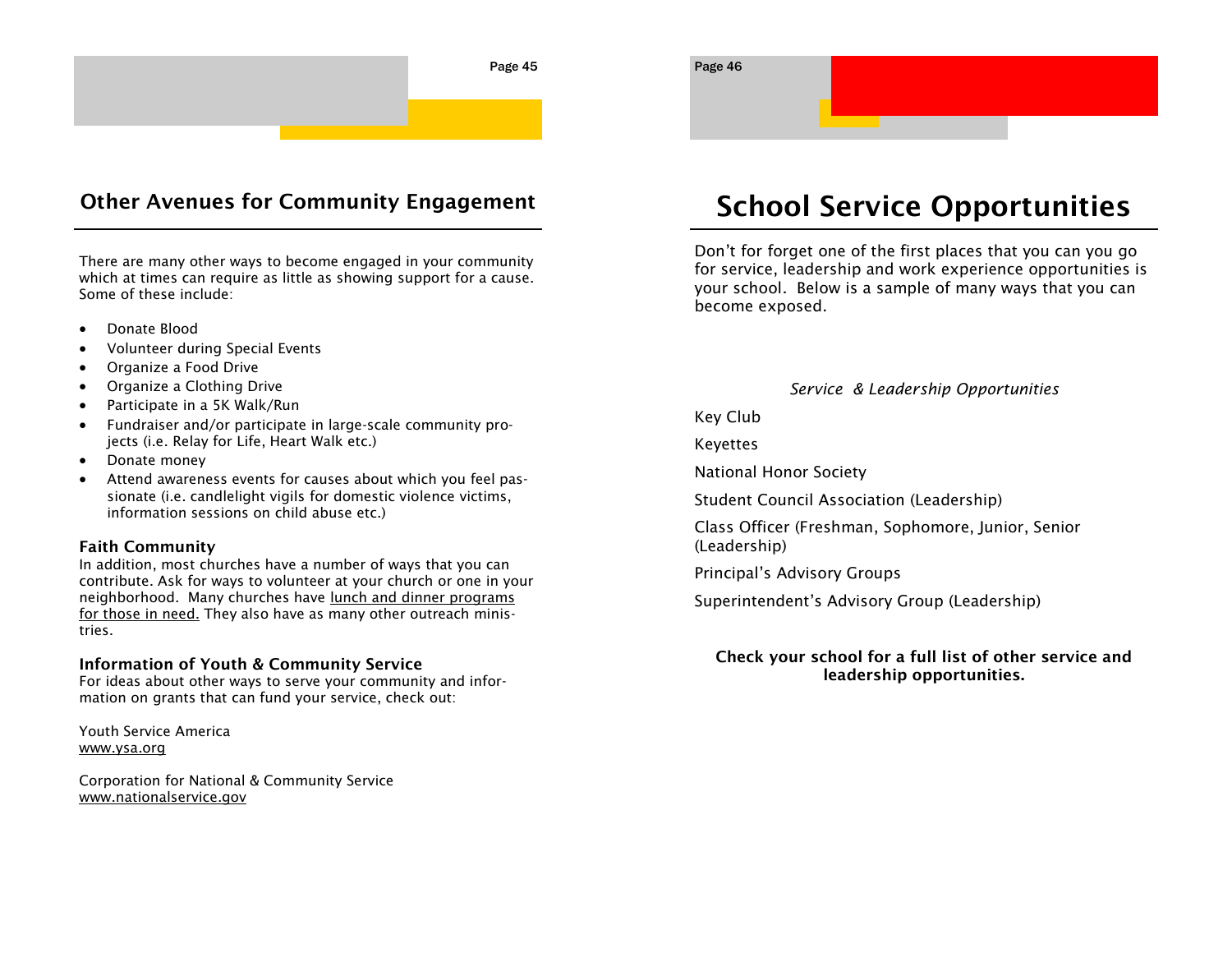## Other Avenues for Community Engagement

There are many other ways to become engaged in your community which at times can require as little as showing support for a cause. Some of these include:

- Donate Blood
- Volunteer during Special Events
- Organize a Food Drive
- Organize a Clothing Drive
- Participate in a 5K Walk/Run
- Fundraiser and/or participate in large-scale community projects (i.e. Relay for Life, Heart Walk etc.)
- Donate money
- Attend awareness events for causes about which you feel passionate (i.e. candlelight vigils for domestic violence victims, information sessions on child abuse etc.)

**Faith Community**
In addition, most churches have a number of ways that you can contribute. Ask for ways to volunteer at your church or one in your neighborhood. Many churches have lunch and dinner programs for those in need. They also have as many other outreach ministries.

**Information of Youth & Community Service**
For ideas about other ways to serve your community and information on grants that can fund your service, check out:

Youth Service America
www.ysa.org

Corporation for National & Community Service
www.nationalservice.gov

# School Service Opportunities

Don't for forget one of the first places that you can you go for service, leadership and work experience opportunities is your school. Below is a sample of many ways that you can become exposed.

*Service & Leadership Opportunities*

Key Club

Keyettes

National Honor Society

Student Council Association (Leadership)

Class Officer (Freshman, Sophomore, Junior, Senior (Leadership)

Principal's Advisory Groups

Superintendent's Advisory Group (Leadership)

**Check your school for a full list of other service and leadership opportunities.**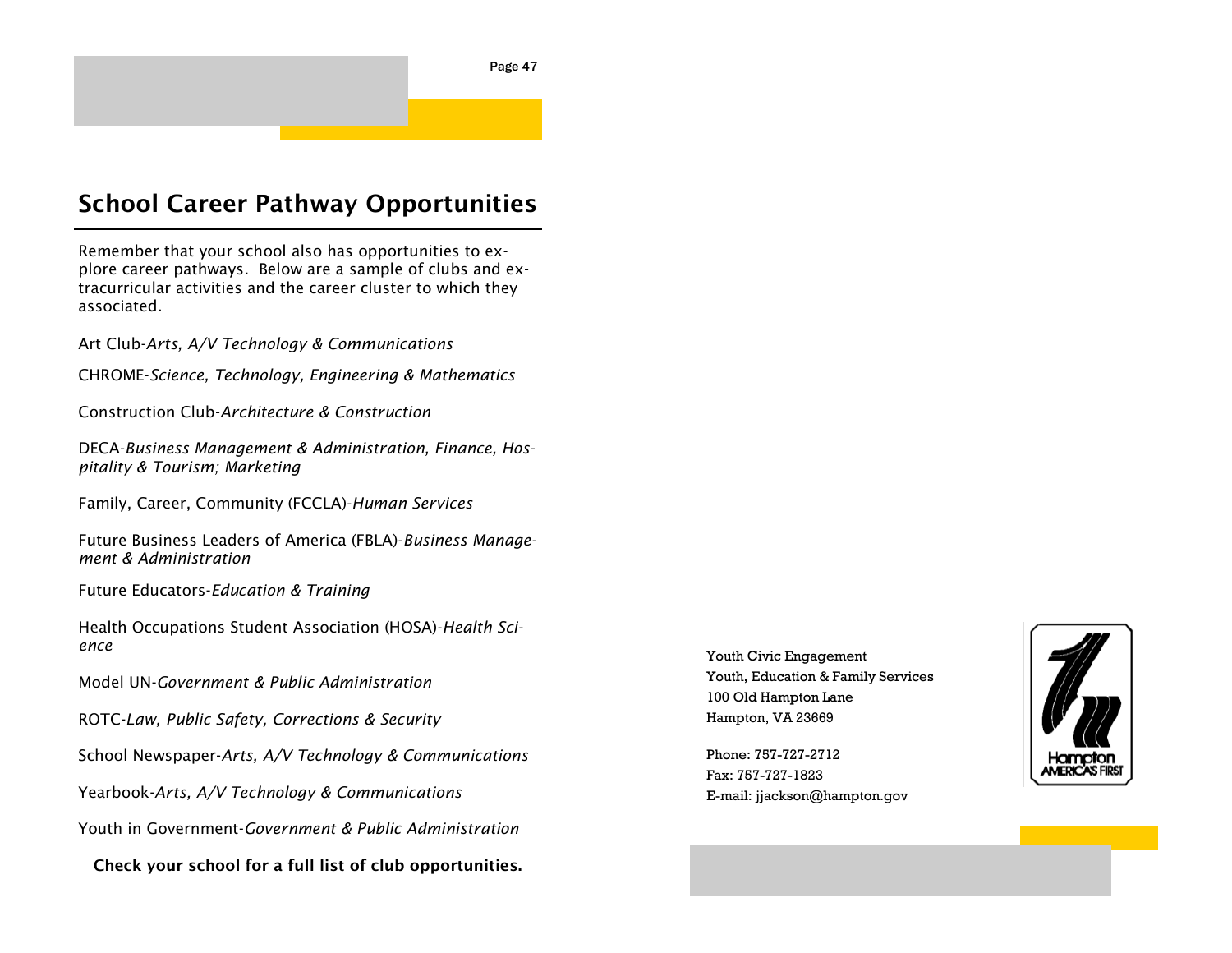## School Career Pathway Opportunities

Remember that your school also has opportunities to explore career pathways. Below are a sample of clubs and extracurricular activities and the career cluster to which they associated.

Art Club-*Arts, A/V Technology & Communications*

CHROME-*Science, Technology, Engineering & Mathematics*

Construction Club-*Architecture & Construction*

DECA-*Business Management & Administration, Finance, Hospitality & Tourism; Marketing*

Family, Career, Community (FCCLA)-*Human Services*

Future Business Leaders of America (FBLA)-*Business Management & Administration*

Future Educators-*Education & Training*

Health Occupations Student Association (HOSA)-*Health Science*

Model UN-*Government & Public Administration*

ROTC-*Law, Public Safety, Corrections & Security*

School Newspaper-*Arts, A/V Technology & Communications*

Yearbook-*Arts, A/V Technology & Communications*

Youth in Government-*Government & Public Administration*

**Check your school for a full list of club opportunities.**

Youth Civic Engagement
Youth, Education & Family Services
100 Old Hampton Lane
Hampton, VA 23669

Phone: 757-727-2712
Fax: 757-727-1823
E-mail: jjackson@hampton.gov

Hampton AMERICA'S FIRST